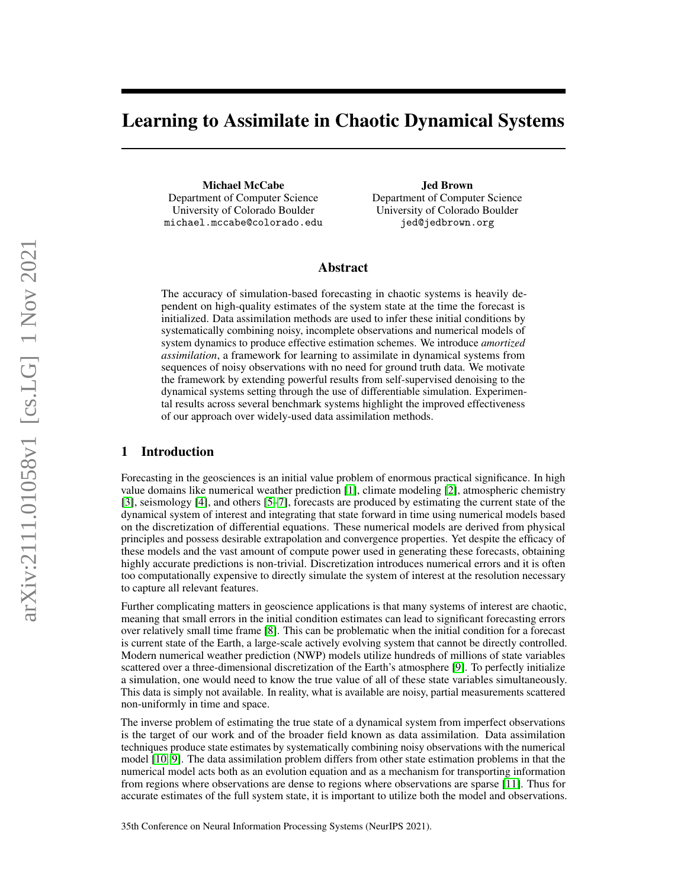# Learning to Assimilate in Chaotic Dynamical Systems

**Michael McCabe**
Department of Computer Science
University of Colorado Boulder
michael.mccabe@colorado.edu

**Jed Brown**
Department of Computer Science
University of Colorado Boulder
jed@jedbrown.org

## Abstract

The accuracy of simulation-based forecasting in chaotic systems is heavily dependent on high-quality estimates of the system state at the time the forecast is initialized. Data assimilation methods are used to infer these initial conditions by systematically combining noisy, incomplete observations and numerical models of system dynamics to produce effective estimation schemes. We introduce *amortized assimilation*, a framework for learning to assimilate in dynamical systems from sequences of noisy observations with no need for ground truth data. We motivate the framework by extending powerful results from self-supervised denoising to the dynamical systems setting through the use of differentiable simulation. Experimental results across several benchmark systems highlight the improved effectiveness of our approach over widely-used data assimilation methods.

## 1 Introduction

Forecasting in the geosciences is an initial value problem of enormous practical significance. In high value domains like numerical weather prediction [1], climate modeling [2], atmospheric chemistry [3], seismology [4], and others [5–7], forecasts are produced by estimating the current state of the dynamical system of interest and integrating that state forward in time using numerical models based on the discretization of differential equations. These numerical models are derived from physical principles and possess desirable extrapolation and convergence properties. Yet despite the efficacy of these models and the vast amount of compute power used in generating these forecasts, obtaining highly accurate predictions is non-trivial. Discretization introduces numerical errors and it is often too computationally expensive to directly simulate the system of interest at the resolution necessary to capture all relevant features.

Further complicating matters in geoscience applications is that many systems of interest are chaotic, meaning that small errors in the initial condition estimates can lead to significant forecasting errors over relatively small time frame [8]. This can be problematic when the initial condition for a forecast is current state of the Earth, a large-scale actively evolving system that cannot be directly controlled. Modern numerical weather prediction (NWP) models utilize hundreds of millions of state variables scattered over a three-dimensional discretization of the Earth's atmosphere [9]. To perfectly initialize a simulation, one would need to know the true value of all of these state variables simultaneously. This data is simply not available. In reality, what is available are noisy, partial measurements scattered non-uniformly in time and space.

The inverse problem of estimating the true state of a dynamical system from imperfect observations is the target of our work and of the broader field known as data assimilation. Data assimilation techniques produce state estimates by systematically combining noisy observations with the numerical model [10, 9]. The data assimilation problem differs from other state estimation problems in that the numerical model acts both as an evolution equation and as a mechanism for transporting information from regions where observations are dense to regions where observations are sparse [11]. Thus for accurate estimates of the full system state, it is important to utilize both the model and observations.

35th Conference on Neural Information Processing Systems (NeurIPS 2021).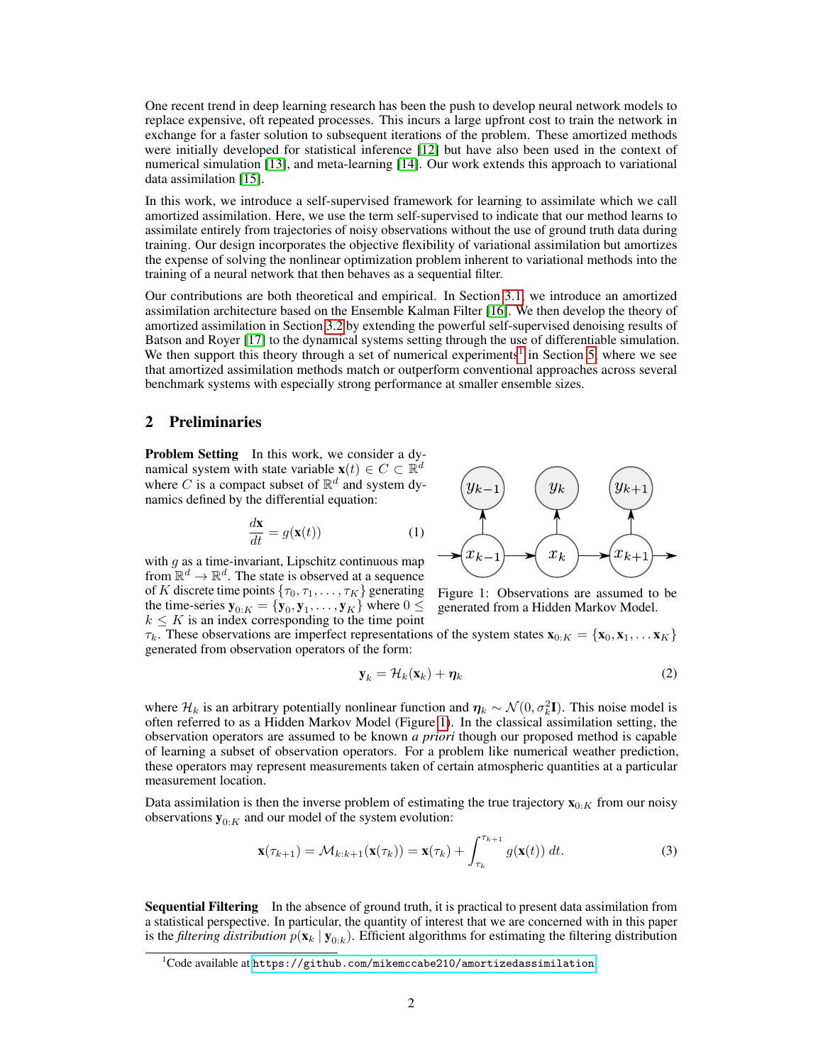One recent trend in deep learning research has been the push to develop neural network models to replace expensive, oft repeated processes. This incurs a large upfront cost to train the network in exchange for a faster solution to subsequent iterations of the problem. These amortized methods were initially developed for statistical inference [12] but have also been used in the context of numerical simulation [13], and meta-learning [14]. Our work extends this approach to variational data assimilation [15].

In this work, we introduce a self-supervised framework for learning to assimilate which we call amortized assimilation. Here, we use the term self-supervised to indicate that our method learns to assimilate entirely from trajectories of noisy observations without the use of ground truth data during training. Our design incorporates the objective flexibility of variational assimilation but amortizes the expense of solving the nonlinear optimization problem inherent to variational methods into the training of a neural network that then behaves as a sequential filter.

Our contributions are both theoretical and empirical. In Section 3.1, we introduce an amortized assimilation architecture based on the Ensemble Kalman Filter [16]. We then develop the theory of amortized assimilation in Section 3.2 by extending the powerful self-supervised denoising results of Batson and Royer [17] to the dynamical systems setting through the use of differentiable simulation. We then support this theory through a set of numerical experiments[1] in Section 5, where we see that amortized assimilation methods match or outperform conventional approaches across several benchmark systems with especially strong performance at smaller ensemble sizes.

## 2 Preliminaries

**Problem Setting** In this work, we consider a dynamical system with state variable $\mathbf{x}(t) \in C \subset \mathbb{R}^d$ where $C$ is a compact subset of $\mathbb{R}^d$ and system dynamics defined by the differential equation:

$$\frac{d\mathbf{x}}{dt} = g(\mathbf{x}(t)) \tag{1}$$

with $g$ as a time-invariant, Lipschitz continuous map from $\mathbb{R}^d \to \mathbb{R}^d$. The state is observed at a sequence of $K$ discrete time points $\{\tau_0, \tau_1, \dots, \tau_K\}$ generating the time-series $\mathbf{y}_{0:K} = \{\mathbf{y}_0, \mathbf{y}_1, \dots, \mathbf{y}_K\}$ where $0 \leq k \leq K$ is an index corresponding to the time point $\tau_k$. These observations are imperfect representations of the system states $\mathbf{x}_{0:K} = \{\mathbf{x}_0, \mathbf{x}_1, \dots \mathbf{x}_K\}$ generated from observation operators of the form:

Figure 1: Observations are assumed to be generated from a Hidden Markov Model.

$$\mathbf{y}_k = \mathcal{H}_k(\mathbf{x}_k) + \boldsymbol{\eta}_k \tag{2}$$

where $\mathcal{H}_k$ is an arbitrary potentially nonlinear function and $\boldsymbol{\eta}_k \sim \mathcal{N}(0, \sigma_k^2 \mathbf{I})$. This noise model is often referred to as a Hidden Markov Model (Figure 1). In the classical assimilation setting, the observation operators are assumed to be known *a priori* though our proposed method is capable of learning a subset of observation operators. For a problem like numerical weather prediction, these operators may represent measurements taken of certain atmospheric quantities at a particular measurement location.

Data assimilation is then the inverse problem of estimating the true trajectory $\mathbf{x}_{0:K}$ from our noisy observations $\mathbf{y}_{0:K}$ and our model of the system evolution:

$$\mathbf{x}(\tau_{k+1}) = \mathcal{M}_{k:k+1}(\mathbf{x}(\tau_k)) = \mathbf{x}(\tau_k) + \int_{\tau_k}^{\tau_{k+1}} g(\mathbf{x}(t))\, dt. \tag{3}$$

**Sequential Filtering** In the absence of ground truth, it is practical to present data assimilation from a statistical perspective. In particular, the quantity of interest that we are concerned with in this paper is the *filtering distribution* $p(\mathbf{x}_k \mid \mathbf{y}_{0:k})$. Efficient algorithms for estimating the filtering distribution

[1] Code available at https://github.com/mikemccabe210/amortizedassimilation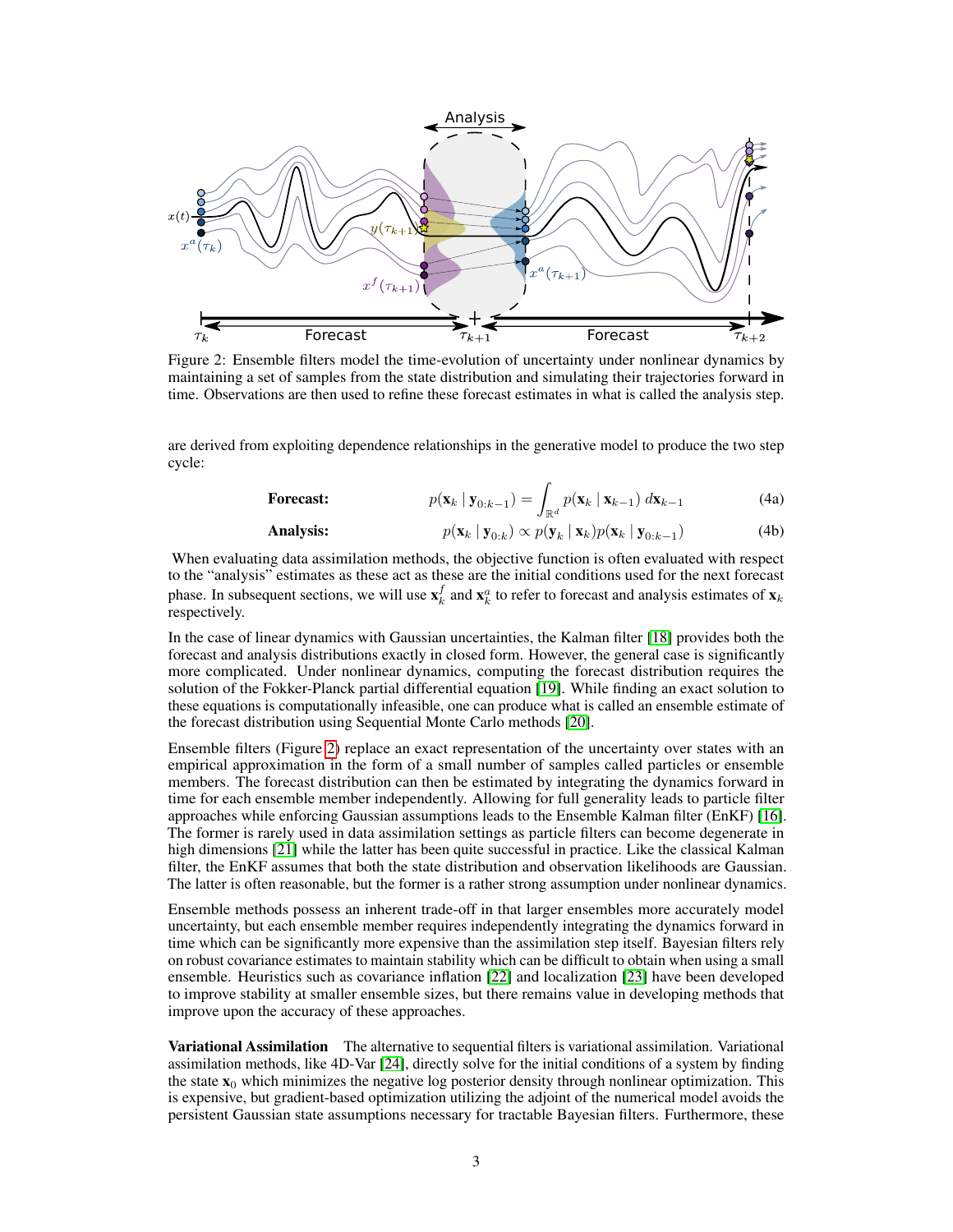Figure 2: Ensemble filters model the time-evolution of uncertainty under nonlinear dynamics by maintaining a set of samples from the state distribution and simulating their trajectories forward in time. Observations are then used to refine these forecast estimates in what is called the analysis step.

are derived from exploiting dependence relationships in the generative model to produce the two step cycle:

$$\textbf{Forecast:} \qquad p(\mathbf{x}_k \mid \mathbf{y}_{0:k-1}) = \int_{\mathbb{R}^d} p(\mathbf{x}_k \mid \mathbf{x}_{k-1})\, d\mathbf{x}_{k-1} \tag{4a}$$

$$\textbf{Analysis:} \qquad p(\mathbf{x}_k \mid \mathbf{y}_{0:k}) \propto p(\mathbf{y}_k \mid \mathbf{x}_k) p(\mathbf{x}_k \mid \mathbf{y}_{0:k-1}) \tag{4b}$$

When evaluating data assimilation methods, the objective function is often evaluated with respect to the "analysis" estimates as these act as these are the initial conditions used for the next forecast phase. In subsequent sections, we will use $\mathbf{x}_k^f$ and $\mathbf{x}_k^a$ to refer to forecast and analysis estimates of $\mathbf{x}_k$ respectively.

In the case of linear dynamics with Gaussian uncertainties, the Kalman filter [18] provides both the forecast and analysis distributions exactly in closed form. However, the general case is significantly more complicated. Under nonlinear dynamics, computing the forecast distribution requires the solution of the Fokker-Planck partial differential equation [19]. While finding an exact solution to these equations is computationally infeasible, one can produce what is called an ensemble estimate of the forecast distribution using Sequential Monte Carlo methods [20].

Ensemble filters (Figure 2) replace an exact representation of the uncertainty over states with an empirical approximation in the form of a small number of samples called particles or ensemble members. The forecast distribution can then be estimated by integrating the dynamics forward in time for each ensemble member independently. Allowing for full generality leads to particle filter approaches while enforcing Gaussian assumptions leads to the Ensemble Kalman filter (EnKF) [16]. The former is rarely used in data assimilation settings as particle filters can become degenerate in high dimensions [21] while the latter has been quite successful in practice. Like the classical Kalman filter, the EnKF assumes that both the state distribution and observation likelihoods are Gaussian. The latter is often reasonable, but the former is a rather strong assumption under nonlinear dynamics.

Ensemble methods possess an inherent trade-off in that larger ensembles more accurately model uncertainty, but each ensemble member requires independently integrating the dynamics forward in time which can be significantly more expensive than the assimilation step itself. Bayesian filters rely on robust covariance estimates to maintain stability which can be difficult to obtain when using a small ensemble. Heuristics such as covariance inflation [22] and localization [23] have been developed to improve stability at smaller ensemble sizes, but there remains value in developing methods that improve upon the accuracy of these approaches.

**Variational Assimilation** The alternative to sequential filters is variational assimilation. Variational assimilation methods, like 4D-Var [24], directly solve for the initial conditions of a system by finding the state $\mathbf{x}_0$ which minimizes the negative log posterior density through nonlinear optimization. This is expensive, but gradient-based optimization utilizing the adjoint of the numerical model avoids the persistent Gaussian state assumptions necessary for tractable Bayesian filters. Furthermore, these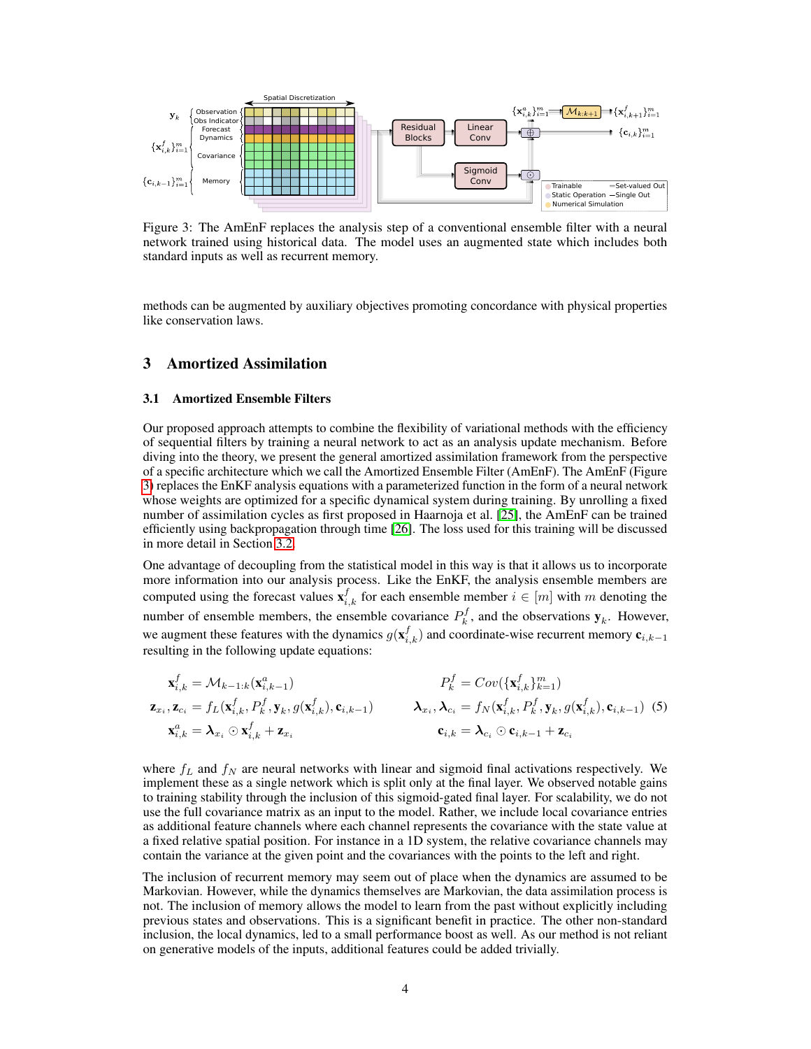Figure 3: The AmEnF replaces the analysis step of a conventional ensemble filter with a neural network trained using historical data. The model uses an augmented state which includes both standard inputs as well as recurrent memory.

methods can be augmented by auxiliary objectives promoting concordance with physical properties like conservation laws.

## 3 Amortized Assimilation

### 3.1 Amortized Ensemble Filters

Our proposed approach attempts to combine the flexibility of variational methods with the efficiency of sequential filters by training a neural network to act as an analysis update mechanism. Before diving into the theory, we present the general amortized assimilation framework from the perspective of a specific architecture which we call the Amortized Ensemble Filter (AmEnF). The AmEnF (Figure 3) replaces the EnKF analysis equations with a parameterized function in the form of a neural network whose weights are optimized for a specific dynamical system during training. By unrolling a fixed number of assimilation cycles as first proposed in Haarnoja et al. [25], the AmEnF can be trained efficiently using backpropagation through time [26]. The loss used for this training will be discussed in more detail in Section 3.2.

One advantage of decoupling from the statistical model in this way is that it allows us to incorporate more information into our analysis process. Like the EnKF, the analysis ensemble members are computed using the forecast values $\mathbf{x}_{i,k}^f$ for each ensemble member $i \in [m]$ with $m$ denoting the number of ensemble members, the ensemble covariance $P_k^f$, and the observations $\mathbf{y}_k$. However, we augment these features with the dynamics $g(\mathbf{x}_{i,k}^f)$ and coordinate-wise recurrent memory $\mathbf{c}_{i,k-1}$ resulting in the following update equations:

$$
\begin{aligned}
\mathbf{x}_{i,k}^f &= \mathcal{M}_{k-1:k}(\mathbf{x}_{i,k-1}^a) & P_k^f &= Cov(\{\mathbf{x}_{i,k}^f\}_{k=1}^m) \\
\mathbf{z}_{x_i}, \mathbf{z}_{c_i} &= f_L(\mathbf{x}_{i,k}^f, P_k^f, \mathbf{y}_k, g(\mathbf{x}_{i,k}^f), \mathbf{c}_{i,k-1}) & \boldsymbol{\lambda}_{x_i}, \boldsymbol{\lambda}_{c_i} &= f_N(\mathbf{x}_{i,k}^f, P_k^f, \mathbf{y}_k, g(\mathbf{x}_{i,k}^f), \mathbf{c}_{i,k-1}) \quad (5) \\
\mathbf{x}_{i,k}^a &= \boldsymbol{\lambda}_{x_i} \odot \mathbf{x}_{i,k}^f + \mathbf{z}_{x_i} & \mathbf{c}_{i,k} &= \boldsymbol{\lambda}_{c_i} \odot \mathbf{c}_{i,k-1} + \mathbf{z}_{c_i}
\end{aligned}
$$

where $f_L$ and $f_N$ are neural networks with linear and sigmoid final activations respectively. We implement these as a single network which is split only at the final layer. We observed notable gains to training stability through the inclusion of this sigmoid-gated final layer. For scalability, we do not use the full covariance matrix as an input to the model. Rather, we include local covariance entries as additional feature channels where each channel represents the covariance with the state value at a fixed relative spatial position. For instance in a 1D system, the relative covariance channels may contain the variance at the given point and the covariances with the points to the left and right.

The inclusion of recurrent memory may seem out of place when the dynamics are assumed to be Markovian. However, while the dynamics themselves are Markovian, the data assimilation process is not. The inclusion of memory allows the model to learn from the past without explicitly including previous states and observations. This is a significant benefit in practice. The other non-standard inclusion, the local dynamics, led to a small performance boost as well. As our method is not reliant on generative models of the inputs, additional features could be added trivially.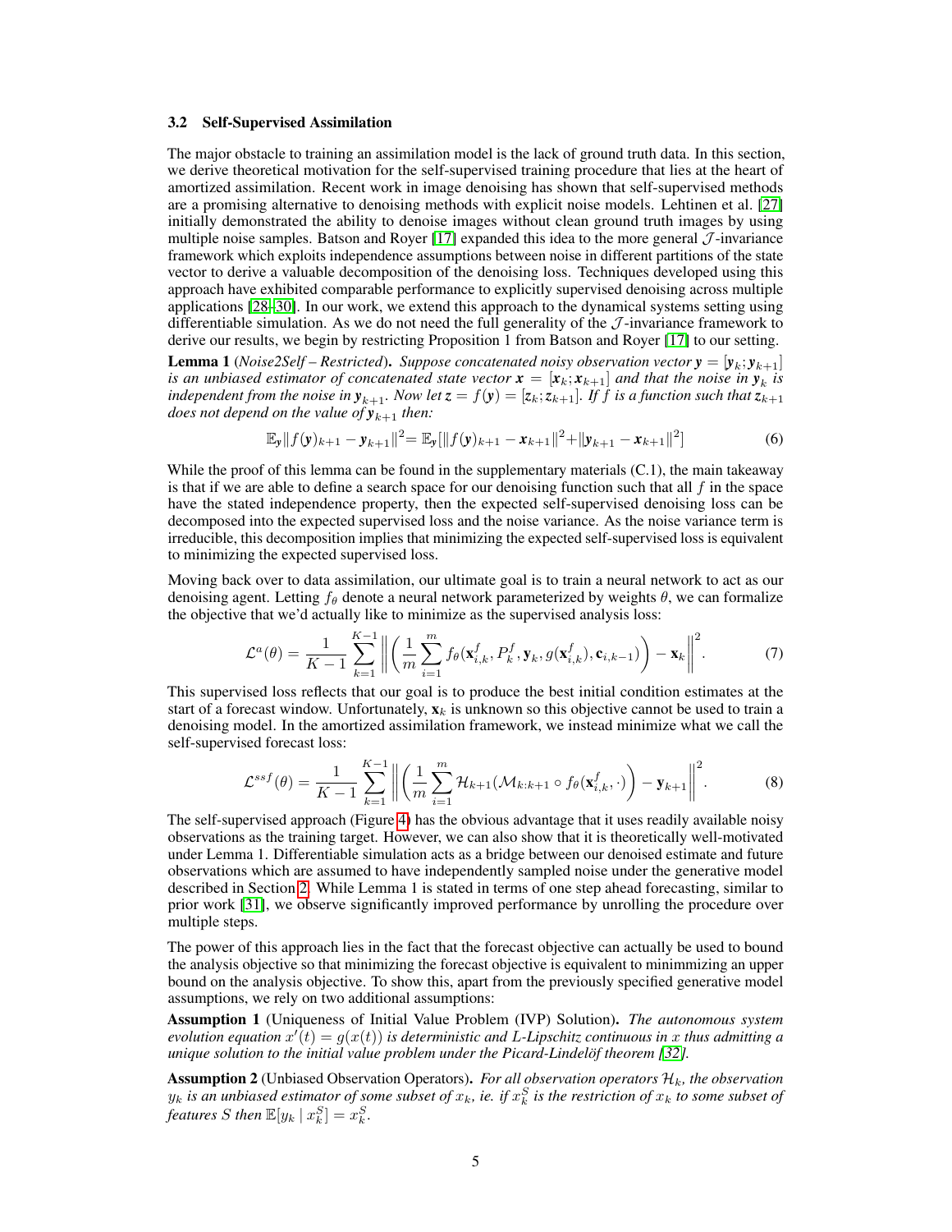### 3.2 Self-Supervised Assimilation

The major obstacle to training an assimilation model is the lack of ground truth data. In this section, we derive theoretical motivation for the self-supervised training procedure that lies at the heart of amortized assimilation. Recent work in image denoising has shown that self-supervised methods are a promising alternative to denoising methods with explicit noise models. Lehtinen et al. [27] initially demonstrated the ability to denoise images without clean ground truth images by using multiple noise samples. Batson and Royer [17] expanded this idea to the more general $\mathcal{J}$-invariance framework which exploits independence assumptions between noise in different partitions of the state vector to derive a valuable decomposition of the denoising loss. Techniques developed using this approach have exhibited comparable performance to explicitly supervised denoising across multiple applications [28–30]. In our work, we extend this approach to the dynamical systems setting using differentiable simulation. As we do not need the full generality of the $\mathcal{J}$-invariance framework to derive our results, we begin by restricting Proposition 1 from Batson and Royer [17] to our setting.

**Lemma 1** (*Noise2Self – Restricted*). *Suppose concatenated noisy observation vector $\boldsymbol{y} = [\boldsymbol{y}_k; \boldsymbol{y}_{k+1}]$ is an unbiased estimator of concatenated state vector $\boldsymbol{x} = [\boldsymbol{x}_k; \boldsymbol{x}_{k+1}]$ and that the noise in $\boldsymbol{y}_k$ is independent from the noise in $\boldsymbol{y}_{k+1}$. Now let $\boldsymbol{z} = f(\boldsymbol{y}) = [\boldsymbol{z}_k; \boldsymbol{z}_{k+1}]$. If $f$ is a function such that $\boldsymbol{z}_{k+1}$ does not depend on the value of $\boldsymbol{y}_{k+1}$ then:*

$$\mathbb{E}_{\boldsymbol{y}}\|f(\boldsymbol{y})_{k+1} - \boldsymbol{y}_{k+1}\|^2 = \mathbb{E}_{\boldsymbol{y}}[\|f(\boldsymbol{y})_{k+1} - \boldsymbol{x}_{k+1}\|^2 + \|\boldsymbol{y}_{k+1} - \boldsymbol{x}_{k+1}\|^2] \tag{6}$$

While the proof of this lemma can be found in the supplementary materials (C.1), the main takeaway is that if we are able to define a search space for our denoising function such that all $f$ in the space have the stated independence property, then the expected self-supervised denoising loss can be decomposed into the expected supervised loss and the noise variance. As the noise variance term is irreducible, this decomposition implies that minimizing the expected self-supervised loss is equivalent to minimizing the expected supervised loss.

Moving back over to data assimilation, our ultimate goal is to train a neural network to act as our denoising agent. Letting $f_\theta$ denote a neural network parameterized by weights $\theta$, we can formalize the objective that we'd actually like to minimize as the supervised analysis loss:

$$\mathcal{L}^a(\theta) = \frac{1}{K-1}\sum_{k=1}^{K-1}\left\|\left(\frac{1}{m}\sum_{i=1}^{m} f_\theta(\mathbf{x}^f_{i,k}, P^f_k, \mathbf{y}_k, g(\mathbf{x}^f_{i,k}), \mathbf{c}_{i,k-1})\right) - \mathbf{x}_k\right\|^2. \tag{7}$$

This supervised loss reflects that our goal is to produce the best initial condition estimates at the start of a forecast window. Unfortunately, $\mathbf{x}_k$ is unknown so this objective cannot be used to train a denoising model. In the amortized assimilation framework, we instead minimize what we call the self-supervised forecast loss:

$$\mathcal{L}^{ssf}(\theta) = \frac{1}{K-1}\sum_{k=1}^{K-1}\left\|\left(\frac{1}{m}\sum_{i=1}^{m}\mathcal{H}_{k+1}(\mathcal{M}_{k:k+1}\circ f_\theta(\mathbf{x}^f_{i,k}, \cdot)\right) - \mathbf{y}_{k+1}\right\|^2. \tag{8}$$

The self-supervised approach (Figure 4) has the obvious advantage that it uses readily available noisy observations as the training target. However, we can also show that it is theoretically well-motivated under Lemma 1. Differentiable simulation acts as a bridge between our denoised estimate and future observations which are assumed to have independently sampled noise under the generative model described in Section 2. While Lemma 1 is stated in terms of one step ahead forecasting, similar to prior work [31], we observe significantly improved performance by unrolling the procedure over multiple steps.

The power of this approach lies in the fact that the forecast objective can actually be used to bound the analysis objective so that minimizing the forecast objective is equivalent to minimmizing an upper bound on the analysis objective. To show this, apart from the previously specified generative model assumptions, we rely on two additional assumptions:

**Assumption 1** (Uniqueness of Initial Value Problem (IVP) Solution). *The autonomous system evolution equation $x'(t) = g(x(t))$ is deterministic and $L$-Lipschitz continuous in $x$ thus admitting a unique solution to the initial value problem under the Picard-Lindelöf theorem [32].*

**Assumption 2** (Unbiased Observation Operators). *For all observation operators $\mathcal{H}_k$, the observation $y_k$ is an unbiased estimator of some subset of $x_k$, ie. if $x_k^S$ is the restriction of $x_k$ to some subset of features $S$ then $\mathbb{E}[y_k \mid x_k^S] = x_k^S$.*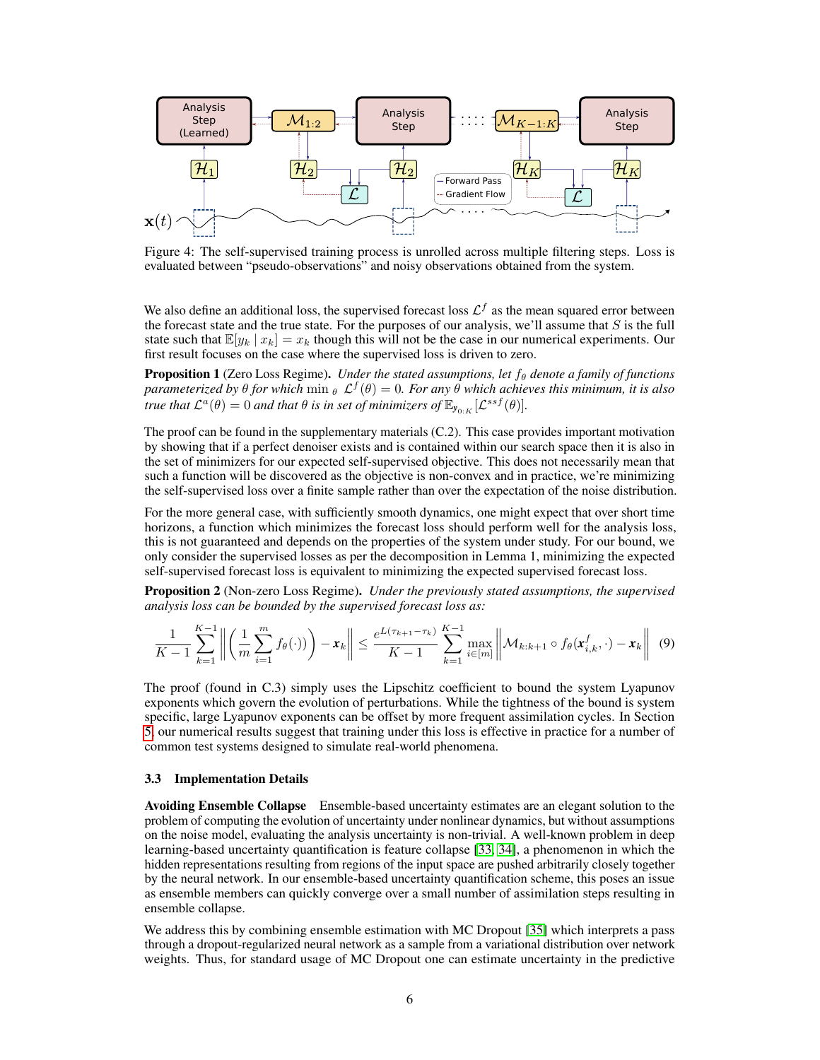Figure 4: The self-supervised training process is unrolled across multiple filtering steps. Loss is evaluated between "pseudo-observations" and noisy observations obtained from the system.

We also define an additional loss, the supervised forecast loss $\mathcal{L}^f$ as the mean squared error between the forecast state and the true state. For the purposes of our analysis, we'll assume that $S$ is the full state such that $\mathbb{E}[y_k \mid x_k] = x_k$ though this will not be the case in our numerical experiments. Our first result focuses on the case where the supervised loss is driven to zero.

**Proposition 1** (Zero Loss Regime)**.** *Under the stated assumptions, let $f_\theta$ denote a family of functions parameterized by $\theta$ for which $\min_\theta \mathcal{L}^f(\theta) = 0$. For any $\theta$ which achieves this minimum, it is also true that $\mathcal{L}^a(\theta) = 0$ and that $\theta$ is in set of minimizers of $\mathbb{E}_{\mathbf{y}_{0:K}}[\mathcal{L}^{ssf}(\theta)]$.*

The proof can be found in the supplementary materials (C.2). This case provides important motivation by showing that if a perfect denoiser exists and is contained within our search space then it is also in the set of minimizers for our expected self-supervised objective. This does not necessarily mean that such a function will be discovered as the objective is non-convex and in practice, we're minimizing the self-supervised loss over a finite sample rather than over the expectation of the noise distribution.

For the more general case, with sufficiently smooth dynamics, one might expect that over short time horizons, a function which minimizes the forecast loss should perform well for the analysis loss, this is not guaranteed and depends on the properties of the system under study. For our bound, we only consider the supervised losses as per the decomposition in Lemma 1, minimizing the expected self-supervised forecast loss is equivalent to minimizing the expected supervised forecast loss.

**Proposition 2** (Non-zero Loss Regime)**.** *Under the previously stated assumptions, the supervised analysis loss can be bounded by the supervised forecast loss as:*

$$\frac{1}{K-1}\sum_{k=1}^{K-1}\left\|\left(\frac{1}{m}\sum_{i=1}^{m} f_\theta(\cdot)\right) - \boldsymbol{x}_k\right\| \leq \frac{e^{L(\tau_{k+1}-\tau_k)}}{K-1}\sum_{k=1}^{K-1}\max_{i\in[m]}\left\|\mathcal{M}_{k:k+1}\circ f_\theta(\boldsymbol{x}^f_{i,k},\cdot) - \boldsymbol{x}_k\right\| \quad (9)$$

The proof (found in C.3) simply uses the Lipschitz coefficient to bound the system Lyapunov exponents which govern the evolution of perturbations. While the tightness of the bound is system specific, large Lyapunov exponents can be offset by more frequent assimilation cycles. In Section 5, our numerical results suggest that training under this loss is effective in practice for a number of common test systems designed to simulate real-world phenomena.

### 3.3 Implementation Details

**Avoiding Ensemble Collapse** Ensemble-based uncertainty estimates are an elegant solution to the problem of computing the evolution of uncertainty under nonlinear dynamics, but without assumptions on the noise model, evaluating the analysis uncertainty is non-trivial. A well-known problem in deep learning-based uncertainty quantification is feature collapse [33, 34], a phenomenon in which the hidden representations resulting from regions of the input space are pushed arbitrarily closely together by the neural network. In our ensemble-based uncertainty quantification scheme, this poses an issue as ensemble members can quickly converge over a small number of assimilation steps resulting in ensemble collapse.

We address this by combining ensemble estimation with MC Dropout [35] which interprets a pass through a dropout-regularized neural network as a sample from a variational distribution over network weights. Thus, for standard usage of MC Dropout one can estimate uncertainty in the predictive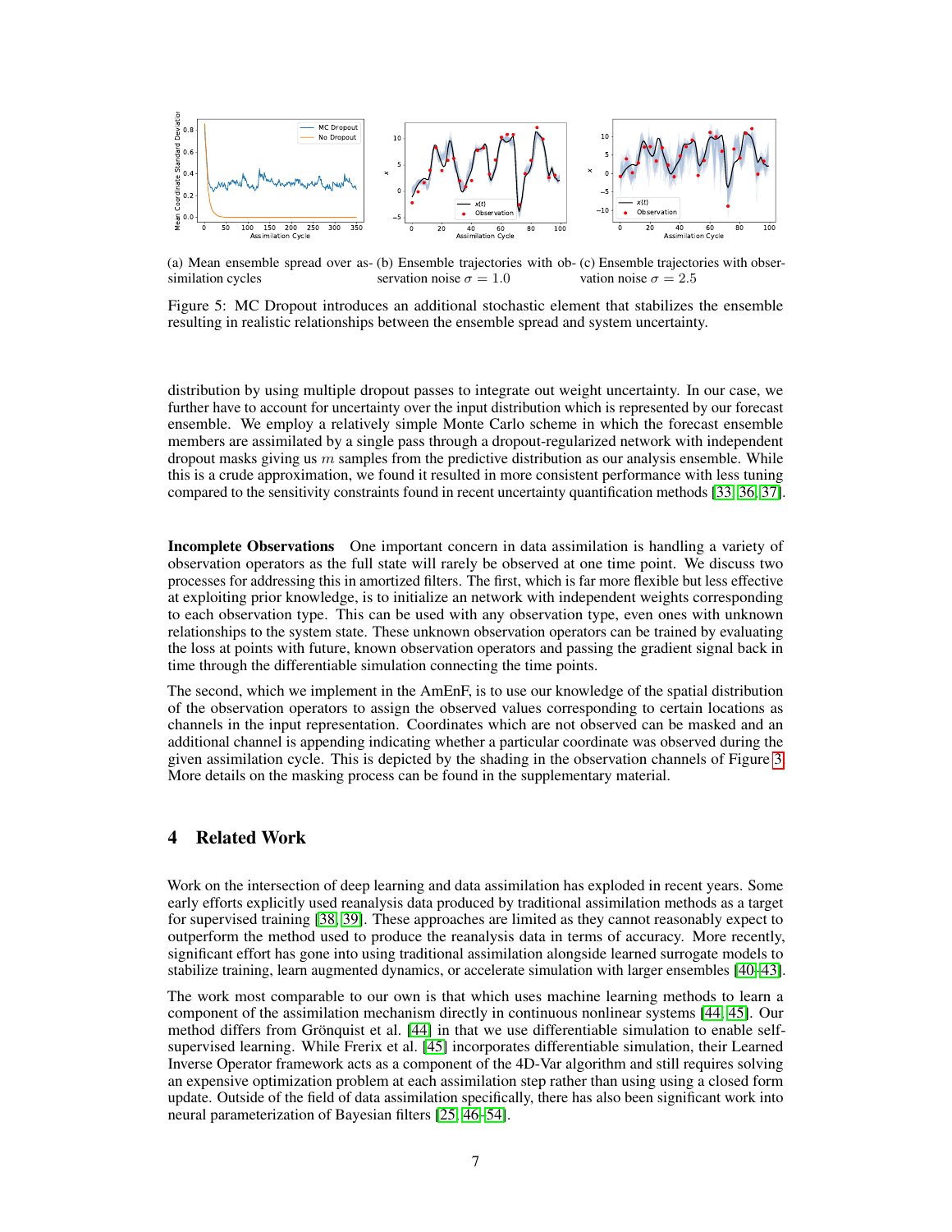(a) Mean ensemble spread over assimilation cycles (b) Ensemble trajectories with observation noise $\sigma = 1.0$ (c) Ensemble trajectories with observation noise $\sigma = 2.5$

Figure 5: MC Dropout introduces an additional stochastic element that stabilizes the ensemble resulting in realistic relationships between the ensemble spread and system uncertainty.

distribution by using multiple dropout passes to integrate out weight uncertainty. In our case, we further have to account for uncertainty over the input distribution which is represented by our forecast ensemble. We employ a relatively simple Monte Carlo scheme in which the forecast ensemble members are assimilated by a single pass through a dropout-regularized network with independent dropout masks giving us $m$ samples from the predictive distribution as our analysis ensemble. While this is a crude approximation, we found it resulted in more consistent performance with less tuning compared to the sensitivity constraints found in recent uncertainty quantification methods [33, 36, 37].

**Incomplete Observations** One important concern in data assimilation is handling a variety of observation operators as the full state will rarely be observed at one time point. We discuss two processes for addressing this in amortized filters. The first, which is far more flexible but less effective at exploiting prior knowledge, is to initialize an network with independent weights corresponding to each observation type. This can be used with any observation type, even ones with unknown relationships to the system state. These unknown observation operators can be trained by evaluating the loss at points with future, known observation operators and passing the gradient signal back in time through the differentiable simulation connecting the time points.

The second, which we implement in the AmEnF, is to use our knowledge of the spatial distribution of the observation operators to assign the observed values corresponding to certain locations as channels in the input representation. Coordinates which are not observed can be masked and an additional channel is appending indicating whether a particular coordinate was observed during the given assimilation cycle. This is depicted by the shading in the observation channels of Figure 3. More details on the masking process can be found in the supplementary material.

## 4 Related Work

Work on the intersection of deep learning and data assimilation has exploded in recent years. Some early efforts explicitly used reanalysis data produced by traditional assimilation methods as a target for supervised training [38, 39]. These approaches are limited as they cannot reasonably expect to outperform the method used to produce the reanalysis data in terms of accuracy. More recently, significant effort has gone into using traditional assimilation alongside learned surrogate models to stabilize training, learn augmented dynamics, or accelerate simulation with larger ensembles [40–43].

The work most comparable to our own is that which uses machine learning methods to learn a component of the assimilation mechanism directly in continuous nonlinear systems [44, 45]. Our method differs from Grönquist et al. [44] in that we use differentiable simulation to enable self-supervised learning. While Frerix et al. [45] incorporates differentiable simulation, their Learned Inverse Operator framework acts as a component of the 4D-Var algorithm and still requires solving an expensive optimization problem at each assimilation step rather than using using a closed form update. Outside of the field of data assimilation specifically, there has also been significant work into neural parameterization of Bayesian filters [25, 46–54].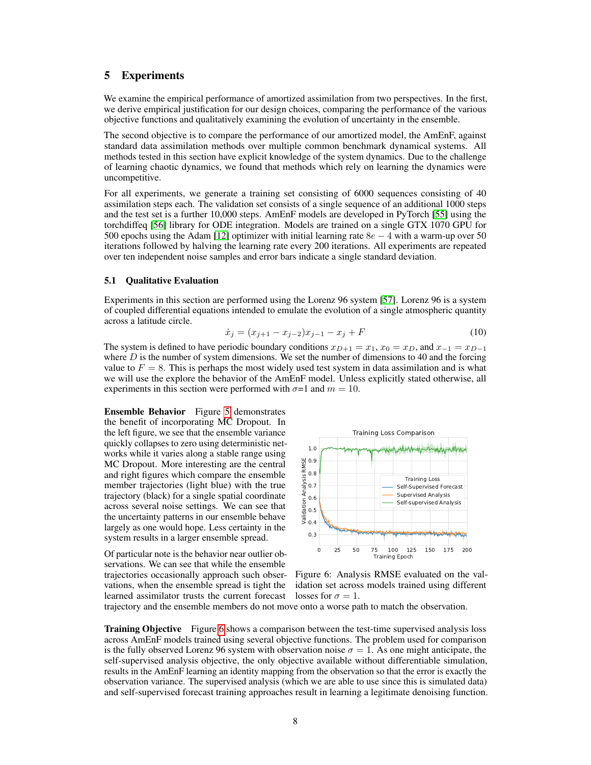# 5 Experiments

We examine the empirical performance of amortized assimilation from two perspectives. In the first, we derive empirical justification for our design choices, comparing the performance of the various objective functions and qualitatively examining the evolution of uncertainty in the ensemble.

The second objective is to compare the performance of our amortized model, the AmEnF, against standard data assimilation methods over multiple common benchmark dynamical systems. All methods tested in this section have explicit knowledge of the system dynamics. Due to the challenge of learning chaotic dynamics, we found that methods which rely on learning the dynamics were uncompetitive.

For all experiments, we generate a training set consisting of 6000 sequences consisting of 40 assimilation steps each. The validation set consists of a single sequence of an additional 1000 steps and the test set is a further 10,000 steps. AmEnF models are developed in PyTorch [55] using the torchdiffeq [56] library for ODE integration. Models are trained on a single GTX 1070 GPU for 500 epochs using the Adam [12] optimizer with initial learning rate $8e-4$ with a warm-up over 50 iterations followed by halving the learning rate every 200 iterations. All experiments are repeated over ten independent noise samples and error bars indicate a single standard deviation.

## 5.1 Qualitative Evaluation

Experiments in this section are performed using the Lorenz 96 system [57]. Lorenz 96 is a system of coupled differential equations intended to emulate the evolution of a single atmospheric quantity across a latitude circle.

$$\dot{x}_j = (x_{j+1} - x_{j-2})x_{j-1} - x_j + F \tag{10}$$

The system is defined to have periodic boundary conditions $x_{D+1} = x_1$, $x_0 = x_D$, and $x_{-1} = x_{D-1}$ where $D$ is the number of system dimensions. We set the number of dimensions to 40 and the forcing value to $F = 8$. This is perhaps the most widely used test system in data assimilation and is what we will use the explore the behavior of the AmEnF model. Unless explicitly stated otherwise, all experiments in this section were performed with $\sigma$=1 and $m = 10$.

**Ensemble Behavior** Figure 5 demonstrates the benefit of incorporating MC Dropout. In the left figure, we see that the ensemble variance quickly collapses to zero using deterministic networks while it varies along a stable range using MC Dropout. More interesting are the central and right figures which compare the ensemble member trajectories (light blue) with the true trajectory (black) for a single spatial coordinate across several noise settings. We can see that the uncertainty patterns in our ensemble behave largely as one would hope. Less certainty in the system results in a larger ensemble spread.

Of particular note is the behavior near outlier observations. We can see that while the ensemble trajectories occasionally approach such observations, when the ensemble spread is tight the learned assimilator trusts the current forecast trajectory and the ensemble members do not move onto a worse path to match the observation.

Figure 6: Analysis RMSE evaluated on the validation set across models trained using different losses for $\sigma = 1$.

**Training Objective** Figure 6 shows a comparison between the test-time supervised analysis loss across AmEnF models trained using several objective functions. The problem used for comparison is the fully observed Lorenz 96 system with observation noise $\sigma = 1$. As one might anticipate, the self-supervised analysis objective, the only objective available without differentiable simulation, results in the AmEnF learning an identity mapping from the observation so that the error is exactly the observation variance. The supervised analysis (which we are able to use since this is simulated data) and self-supervised forecast training approaches result in learning a legitimate denoising function.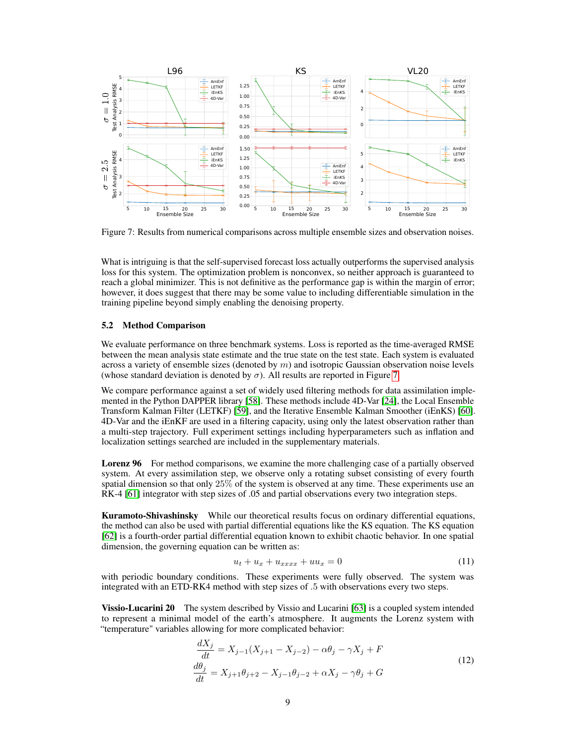Figure 7: Results from numerical comparisons across multiple ensemble sizes and observation noises.

What is intriguing is that the self-supervised forecast loss actually outperforms the supervised analysis loss for this system. The optimization problem is nonconvex, so neither approach is guaranteed to reach a global minimizer. This is not definitive as the performance gap is within the margin of error; however, it does suggest that there may be some value to including differentiable simulation in the training pipeline beyond simply enabling the denoising property.

### 5.2 Method Comparison

We evaluate performance on three benchmark systems. Loss is reported as the time-averaged RMSE between the mean analysis state estimate and the true state on the test state. Each system is evaluated across a variety of ensemble sizes (denoted by $m$) and isotropic Gaussian observation noise levels (whose standard deviation is denoted by $\sigma$). All results are reported in Figure 7.

We compare performance against a set of widely used filtering methods for data assimilation implemented in the Python DAPPER library [58]. These methods include 4D-Var [24], the Local Ensemble Transform Kalman Filter (LETKF) [59], and the Iterative Ensemble Kalman Smoother (iEnKS) [60]. 4D-Var and the iEnKF are used in a filtering capacity, using only the latest observation rather than a multi-step trajectory. Full experiment settings including hyperparameters such as inflation and localization settings searched are included in the supplementary materials.

**Lorenz 96** For method comparisons, we examine the more challenging case of a partially observed system. At every assimilation step, we observe only a rotating subset consisting of every fourth spatial dimension so that only $25\%$ of the system is observed at any time. These experiments use an RK-4 [61] integrator with step sizes of .05 and partial observations every two integration steps.

**Kuramoto-Shivashinsky** While our theoretical results focus on ordinary differential equations, the method can also be used with partial differential equations like the KS equation. The KS equation [62] is a fourth-order partial differential equation known to exhibit chaotic behavior. In one spatial dimension, the governing equation can be written as:

$$u_t + u_x + u_{xxxx} + uu_x = 0 \tag{11}$$

with periodic boundary conditions. These experiments were fully observed. The system was integrated with an ETD-RK4 method with step sizes of .5 with observations every two steps.

**Vissio-Lucarini 20** The system described by Vissio and Lucarini [63] is a coupled system intended to represent a minimal model of the earth's atmosphere. It augments the Lorenz system with "temperature" variables allowing for more complicated behavior:

$$\begin{aligned}
\frac{dX_j}{dt} &= X_{j-1}(X_{j+1} - X_{j-2}) - \alpha\theta_j - \gamma X_j + F \\
\frac{d\theta_j}{dt} &= X_{j+1}\theta_{j+2} - X_{j-1}\theta_{j-2} + \alpha X_j - \gamma\theta_j + G
\end{aligned} \tag{12}$$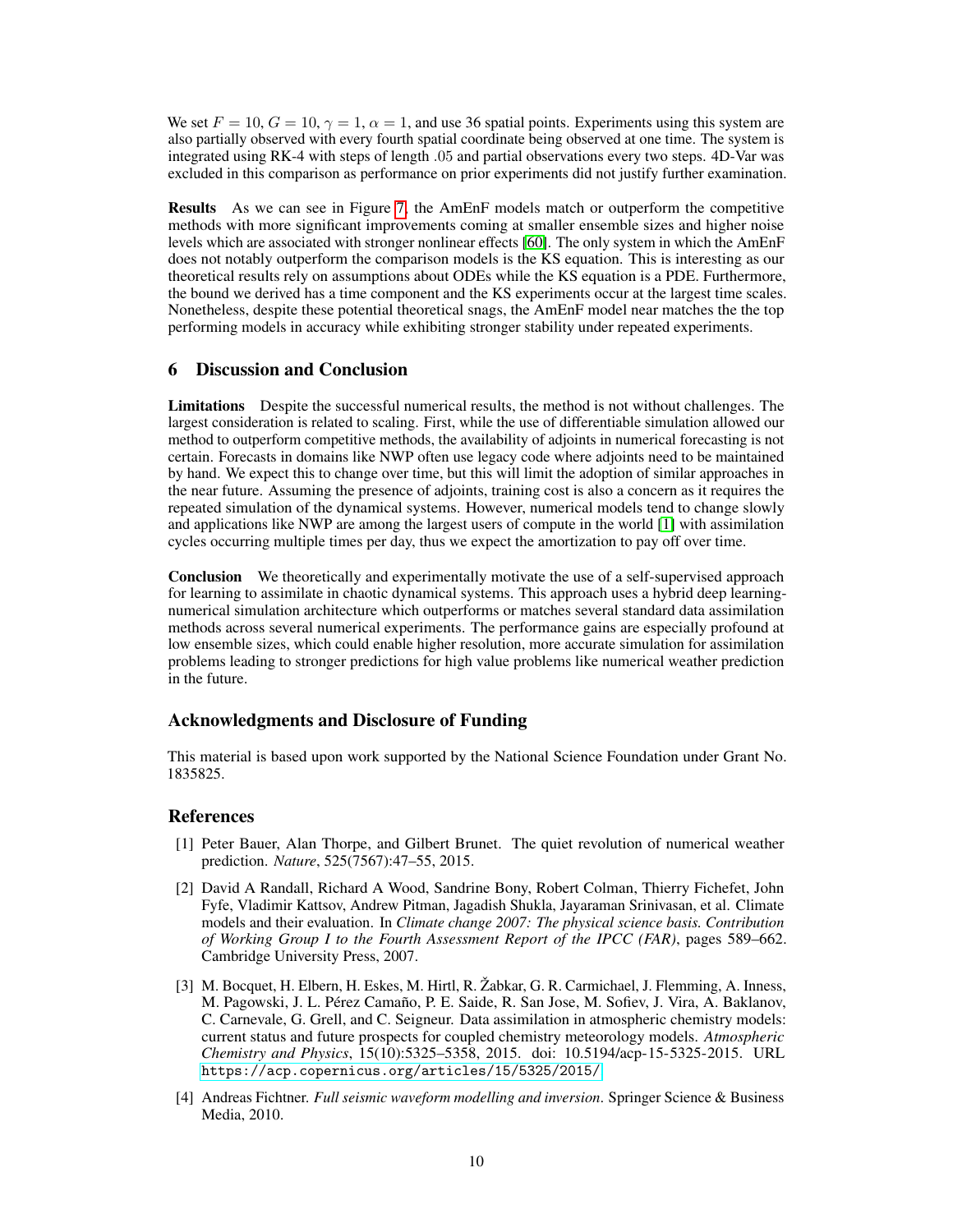We set $F = 10$, $G = 10$, $\gamma = 1$, $\alpha = 1$, and use 36 spatial points. Experiments using this system are also partially observed with every fourth spatial coordinate being observed at one time. The system is integrated using RK-4 with steps of length .05 and partial observations every two steps. 4D-Var was excluded in this comparison as performance on prior experiments did not justify further examination.

**Results** As we can see in Figure 7, the AmEnF models match or outperform the competitive methods with more significant improvements coming at smaller ensemble sizes and higher noise levels which are associated with stronger nonlinear effects [60]. The only system in which the AmEnF does not notably outperform the comparison models is the KS equation. This is interesting as our theoretical results rely on assumptions about ODEs while the KS equation is a PDE. Furthermore, the bound we derived has a time component and the KS experiments occur at the largest time scales. Nonetheless, despite these potential theoretical snags, the AmEnF model near matches the the top performing models in accuracy while exhibiting stronger stability under repeated experiments.

## 6 Discussion and Conclusion

**Limitations** Despite the successful numerical results, the method is not without challenges. The largest consideration is related to scaling. First, while the use of differentiable simulation allowed our method to outperform competitive methods, the availability of adjoints in numerical forecasting is not certain. Forecasts in domains like NWP often use legacy code where adjoints need to be maintained by hand. We expect this to change over time, but this will limit the adoption of similar approaches in the near future. Assuming the presence of adjoints, training cost is also a concern as it requires the repeated simulation of the dynamical systems. However, numerical models tend to change slowly and applications like NWP are among the largest users of compute in the world [1] with assimilation cycles occurring multiple times per day, thus we expect the amortization to pay off over time.

**Conclusion** We theoretically and experimentally motivate the use of a self-supervised approach for learning to assimilate in chaotic dynamical systems. This approach uses a hybrid deep learning-numerical simulation architecture which outperforms or matches several standard data assimilation methods across several numerical experiments. The performance gains are especially profound at low ensemble sizes, which could enable higher resolution, more accurate simulation for assimilation problems leading to stronger predictions for high value problems like numerical weather prediction in the future.

### Acknowledgments and Disclosure of Funding

This material is based upon work supported by the National Science Foundation under Grant No. 1835825.

### References

[1] Peter Bauer, Alan Thorpe, and Gilbert Brunet. The quiet revolution of numerical weather prediction. *Nature*, 525(7567):47–55, 2015.

[2] David A Randall, Richard A Wood, Sandrine Bony, Robert Colman, Thierry Fichefet, John Fyfe, Vladimir Kattsov, Andrew Pitman, Jagadish Shukla, Jayaraman Srinivasan, et al. Climate models and their evaluation. In *Climate change 2007: The physical science basis. Contribution of Working Group I to the Fourth Assessment Report of the IPCC (FAR)*, pages 589–662. Cambridge University Press, 2007.

[3] M. Bocquet, H. Elbern, H. Eskes, M. Hirtl, R. Žabkar, G. R. Carmichael, J. Flemming, A. Inness, M. Pagowski, J. L. Pérez Camaño, P. E. Saide, R. San Jose, M. Sofiev, J. Vira, A. Baklanov, C. Carnevale, G. Grell, and C. Seigneur. Data assimilation in atmospheric chemistry models: current status and future prospects for coupled chemistry meteorology models. *Atmospheric Chemistry and Physics*, 15(10):5325–5358, 2015. doi: 10.5194/acp-15-5325-2015. URL https://acp.copernicus.org/articles/15/5325/2015/.

[4] Andreas Fichtner. *Full seismic waveform modelling and inversion*. Springer Science & Business Media, 2010.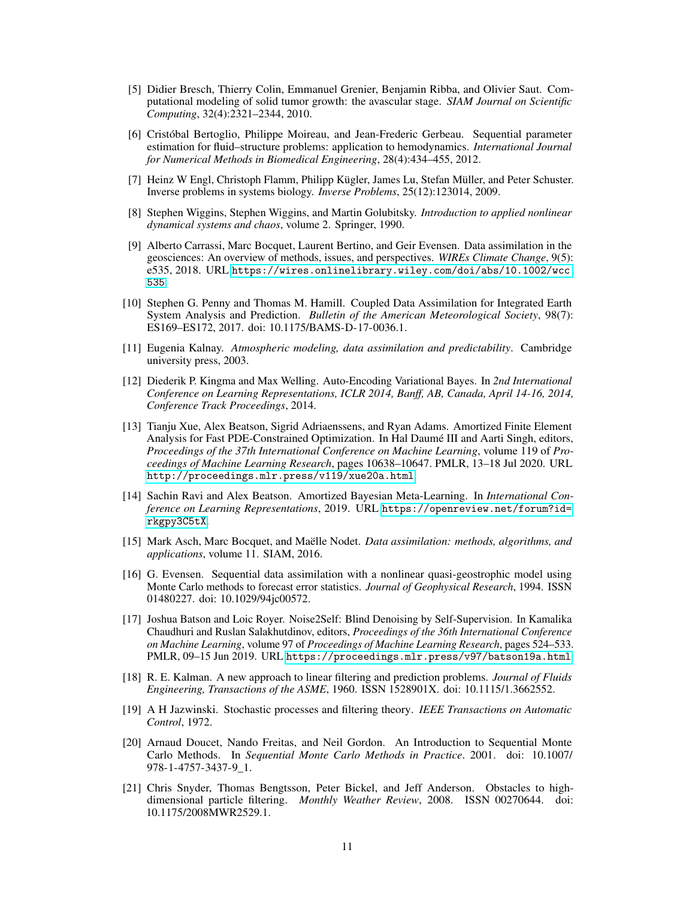[5] Didier Bresch, Thierry Colin, Emmanuel Grenier, Benjamin Ribba, and Olivier Saut. Computational modeling of solid tumor growth: the avascular stage. *SIAM Journal on Scientific Computing*, 32(4):2321–2344, 2010.

[6] Cristóbal Bertoglio, Philippe Moireau, and Jean-Frederic Gerbeau. Sequential parameter estimation for fluid–structure problems: application to hemodynamics. *International Journal for Numerical Methods in Biomedical Engineering*, 28(4):434–455, 2012.

[7] Heinz W Engl, Christoph Flamm, Philipp Kügler, James Lu, Stefan Müller, and Peter Schuster. Inverse problems in systems biology. *Inverse Problems*, 25(12):123014, 2009.

[8] Stephen Wiggins, Stephen Wiggins, and Martin Golubitsky. *Introduction to applied nonlinear dynamical systems and chaos*, volume 2. Springer, 1990.

[9] Alberto Carrassi, Marc Bocquet, Laurent Bertino, and Geir Evensen. Data assimilation in the geosciences: An overview of methods, issues, and perspectives. *WIREs Climate Change*, 9(5): e535, 2018. URL https://wires.onlinelibrary.wiley.com/doi/abs/10.1002/wcc.535.

[10] Stephen G. Penny and Thomas M. Hamill. Coupled Data Assimilation for Integrated Earth System Analysis and Prediction. *Bulletin of the American Meteorological Society*, 98(7): ES169–ES172, 2017. doi: 10.1175/BAMS-D-17-0036.1.

[11] Eugenia Kalnay. *Atmospheric modeling, data assimilation and predictability*. Cambridge university press, 2003.

[12] Diederik P. Kingma and Max Welling. Auto-Encoding Variational Bayes. In *2nd International Conference on Learning Representations, ICLR 2014, Banff, AB, Canada, April 14-16, 2014, Conference Track Proceedings*, 2014.

[13] Tianju Xue, Alex Beatson, Sigrid Adriaenssens, and Ryan Adams. Amortized Finite Element Analysis for Fast PDE-Constrained Optimization. In Hal Daumé III and Aarti Singh, editors, *Proceedings of the 37th International Conference on Machine Learning*, volume 119 of *Proceedings of Machine Learning Research*, pages 10638–10647. PMLR, 13–18 Jul 2020. URL http://proceedings.mlr.press/v119/xue20a.html.

[14] Sachin Ravi and Alex Beatson. Amortized Bayesian Meta-Learning. In *International Conference on Learning Representations*, 2019. URL https://openreview.net/forum?id=rkgpy3C5tX.

[15] Mark Asch, Marc Bocquet, and Maëlle Nodet. *Data assimilation: methods, algorithms, and applications*, volume 11. SIAM, 2016.

[16] G. Evensen. Sequential data assimilation with a nonlinear quasi-geostrophic model using Monte Carlo methods to forecast error statistics. *Journal of Geophysical Research*, 1994. ISSN 01480227. doi: 10.1029/94jc00572.

[17] Joshua Batson and Loic Royer. Noise2Self: Blind Denoising by Self-Supervision. In Kamalika Chaudhuri and Ruslan Salakhutdinov, editors, *Proceedings of the 36th International Conference on Machine Learning*, volume 97 of *Proceedings of Machine Learning Research*, pages 524–533. PMLR, 09–15 Jun 2019. URL https://proceedings.mlr.press/v97/batson19a.html.

[18] R. E. Kalman. A new approach to linear filtering and prediction problems. *Journal of Fluids Engineering, Transactions of the ASME*, 1960. ISSN 1528901X. doi: 10.1115/1.3662552.

[19] A H Jazwinski. Stochastic processes and filtering theory. *IEEE Transactions on Automatic Control*, 1972.

[20] Arnaud Doucet, Nando Freitas, and Neil Gordon. An Introduction to Sequential Monte Carlo Methods. In *Sequential Monte Carlo Methods in Practice*. 2001. doi: 10.1007/978-1-4757-3437-9_1.

[21] Chris Snyder, Thomas Bengtsson, Peter Bickel, and Jeff Anderson. Obstacles to high-dimensional particle filtering. *Monthly Weather Review*, 2008. ISSN 00270644. doi: 10.1175/2008MWR2529.1.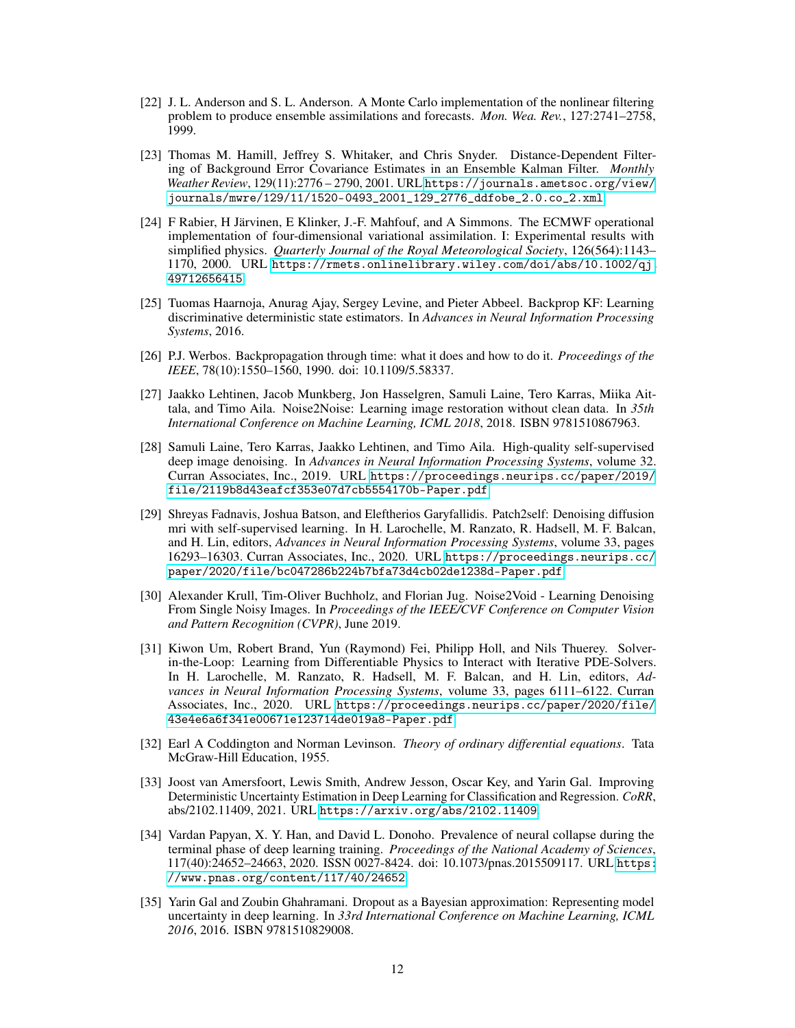[22] J. L. Anderson and S. L. Anderson. A Monte Carlo implementation of the nonlinear filtering problem to produce ensemble assimilations and forecasts. *Mon. Wea. Rev.*, 127:2741–2758, 1999.

[23] Thomas M. Hamill, Jeffrey S. Whitaker, and Chris Snyder. Distance-Dependent Filtering of Background Error Covariance Estimates in an Ensemble Kalman Filter. *Monthly Weather Review*, 129(11):2776 – 2790, 2001. URL https://journals.ametsoc.org/view/journals/mwre/129/11/1520-0493_2001_129_2776_ddfobe_2.0.co_2.xml.

[24] F Rabier, H Järvinen, E Klinker, J.-F. Mahfouf, and A Simmons. The ECMWF operational implementation of four-dimensional variational assimilation. I: Experimental results with simplified physics. *Quarterly Journal of the Royal Meteorological Society*, 126(564):1143–1170, 2000. URL https://rmets.onlinelibrary.wiley.com/doi/abs/10.1002/qj.49712656415.

[25] Tuomas Haarnoja, Anurag Ajay, Sergey Levine, and Pieter Abbeel. Backprop KF: Learning discriminative deterministic state estimators. In *Advances in Neural Information Processing Systems*, 2016.

[26] P.J. Werbos. Backpropagation through time: what it does and how to do it. *Proceedings of the IEEE*, 78(10):1550–1560, 1990. doi: 10.1109/5.58337.

[27] Jaakko Lehtinen, Jacob Munkberg, Jon Hasselgren, Samuli Laine, Tero Karras, Miika Aittala, and Timo Aila. Noise2Noise: Learning image restoration without clean data. In *35th International Conference on Machine Learning, ICML 2018*, 2018. ISBN 9781510867963.

[28] Samuli Laine, Tero Karras, Jaakko Lehtinen, and Timo Aila. High-quality self-supervised deep image denoising. In *Advances in Neural Information Processing Systems*, volume 32. Curran Associates, Inc., 2019. URL https://proceedings.neurips.cc/paper/2019/file/2119b8d43eafcf353e07d7cb5554170b-Paper.pdf.

[29] Shreyas Fadnavis, Joshua Batson, and Eleftherios Garyfallidis. Patch2self: Denoising diffusion mri with self-supervised learning. In H. Larochelle, M. Ranzato, R. Hadsell, M. F. Balcan, and H. Lin, editors, *Advances in Neural Information Processing Systems*, volume 33, pages 16293–16303. Curran Associates, Inc., 2020. URL https://proceedings.neurips.cc/paper/2020/file/bc047286b224b7bfa73d4cb02de1238d-Paper.pdf.

[30] Alexander Krull, Tim-Oliver Buchholz, and Florian Jug. Noise2Void - Learning Denoising From Single Noisy Images. In *Proceedings of the IEEE/CVF Conference on Computer Vision and Pattern Recognition (CVPR)*, June 2019.

[31] Kiwon Um, Robert Brand, Yun (Raymond) Fei, Philipp Holl, and Nils Thuerey. Solver-in-the-Loop: Learning from Differentiable Physics to Interact with Iterative PDE-Solvers. In H. Larochelle, M. Ranzato, R. Hadsell, M. F. Balcan, and H. Lin, editors, *Advances in Neural Information Processing Systems*, volume 33, pages 6111–6122. Curran Associates, Inc., 2020. URL https://proceedings.neurips.cc/paper/2020/file/43e4e6a6f341e00671e123714de019a8-Paper.pdf.

[32] Earl A Coddington and Norman Levinson. *Theory of ordinary differential equations*. Tata McGraw-Hill Education, 1955.

[33] Joost van Amersfoort, Lewis Smith, Andrew Jesson, Oscar Key, and Yarin Gal. Improving Deterministic Uncertainty Estimation in Deep Learning for Classification and Regression. *CoRR*, abs/2102.11409, 2021. URL https://arxiv.org/abs/2102.11409.

[34] Vardan Papyan, X. Y. Han, and David L. Donoho. Prevalence of neural collapse during the terminal phase of deep learning training. *Proceedings of the National Academy of Sciences*, 117(40):24652–24663, 2020. ISSN 0027-8424. doi: 10.1073/pnas.2015509117. URL https://www.pnas.org/content/117/40/24652.

[35] Yarin Gal and Zoubin Ghahramani. Dropout as a Bayesian approximation: Representing model uncertainty in deep learning. In *33rd International Conference on Machine Learning, ICML 2016*, 2016. ISBN 9781510829008.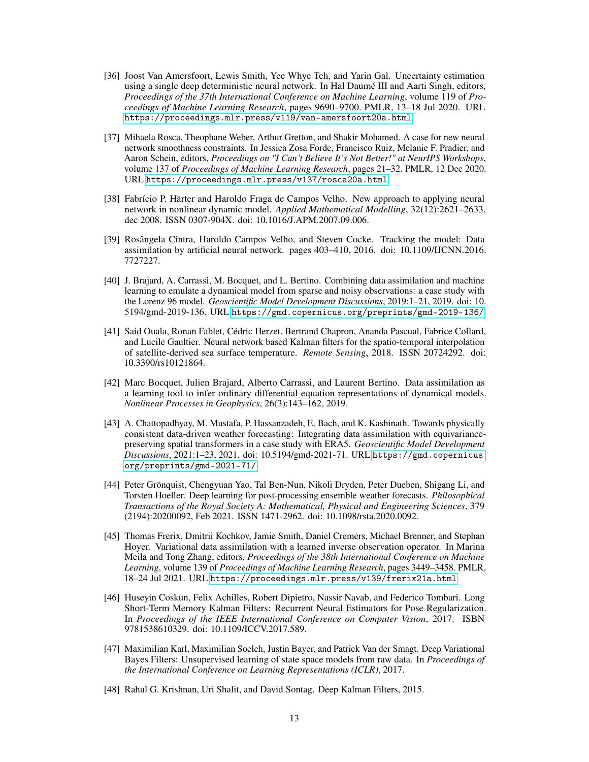[36] Joost Van Amersfoort, Lewis Smith, Yee Whye Teh, and Yarin Gal. Uncertainty estimation using a single deep deterministic neural network. In Hal Daumé III and Aarti Singh, editors, *Proceedings of the 37th International Conference on Machine Learning*, volume 119 of *Proceedings of Machine Learning Research*, pages 9690–9700. PMLR, 13–18 Jul 2020. URL https://proceedings.mlr.press/v119/van-amersfoort20a.html.

[37] Mihaela Rosca, Theophane Weber, Arthur Gretton, and Shakir Mohamed. A case for new neural network smoothness constraints. In Jessica Zosa Forde, Francisco Ruiz, Melanie F. Pradier, and Aaron Schein, editors, *Proceedings on "I Can't Believe It's Not Better!" at NeurIPS Workshops*, volume 137 of *Proceedings of Machine Learning Research*, pages 21–32. PMLR, 12 Dec 2020. URL https://proceedings.mlr.press/v137/rosca20a.html.

[38] Fabrício P. Härter and Haroldo Fraga de Campos Velho. New approach to applying neural network in nonlinear dynamic model. *Applied Mathematical Modelling*, 32(12):2621–2633, dec 2008. ISSN 0307-904X. doi: 10.1016/J.APM.2007.09.006.

[39] Rosângela Cintra, Haroldo Campos Velho, and Steven Cocke. Tracking the model: Data assimilation by artificial neural network. pages 403–410, 2016. doi: 10.1109/IJCNN.2016.7727227.

[40] J. Brajard, A. Carrassi, M. Bocquet, and L. Bertino. Combining data assimilation and machine learning to emulate a dynamical model from sparse and noisy observations: a case study with the Lorenz 96 model. *Geoscientific Model Development Discussions*, 2019:1–21, 2019. doi: 10.5194/gmd-2019-136. URL https://gmd.copernicus.org/preprints/gmd-2019-136/.

[41] Said Ouala, Ronan Fablet, Cédric Herzet, Bertrand Chapron, Ananda Pascual, Fabrice Collard, and Lucile Gaultier. Neural network based Kalman filters for the spatio-temporal interpolation of satellite-derived sea surface temperature. *Remote Sensing*, 2018. ISSN 20724292. doi: 10.3390/rs10121864.

[42] Marc Bocquet, Julien Brajard, Alberto Carrassi, and Laurent Bertino. Data assimilation as a learning tool to infer ordinary differential equation representations of dynamical models. *Nonlinear Processes in Geophysics*, 26(3):143–162, 2019.

[43] A. Chattopadhyay, M. Mustafa, P. Hassanzadeh, E. Bach, and K. Kashinath. Towards physically consistent data-driven weather forecasting: Integrating data assimilation with equivariance-preserving spatial transformers in a case study with ERA5. *Geoscientific Model Development Discussions*, 2021:1–23, 2021. doi: 10.5194/gmd-2021-71. URL https://gmd.copernicus.org/preprints/gmd-2021-71/.

[44] Peter Grönquist, Chengyuan Yao, Tal Ben-Nun, Nikoli Dryden, Peter Dueben, Shigang Li, and Torsten Hoefler. Deep learning for post-processing ensemble weather forecasts. *Philosophical Transactions of the Royal Society A: Mathematical, Physical and Engineering Sciences*, 379 (2194):20200092, Feb 2021. ISSN 1471-2962. doi: 10.1098/rsta.2020.0092.

[45] Thomas Frerix, Dmitrii Kochkov, Jamie Smith, Daniel Cremers, Michael Brenner, and Stephan Hoyer. Variational data assimilation with a learned inverse observation operator. In Marina Meila and Tong Zhang, editors, *Proceedings of the 38th International Conference on Machine Learning*, volume 139 of *Proceedings of Machine Learning Research*, pages 3449–3458. PMLR, 18–24 Jul 2021. URL https://proceedings.mlr.press/v139/frerix21a.html.

[46] Huseyin Coskun, Felix Achilles, Robert Dipietro, Nassir Navab, and Federico Tombari. Long Short-Term Memory Kalman Filters: Recurrent Neural Estimators for Pose Regularization. In *Proceedings of the IEEE International Conference on Computer Vision*, 2017. ISBN 9781538610329. doi: 10.1109/ICCV.2017.589.

[47] Maximilian Karl, Maximilian Soelch, Justin Bayer, and Patrick Van der Smagt. Deep Variational Bayes Filters: Unsupervised learning of state space models from raw data. In *Proceedings of the International Conference on Learning Representations (ICLR)*, 2017.

[48] Rahul G. Krishnan, Uri Shalit, and David Sontag. Deep Kalman Filters, 2015.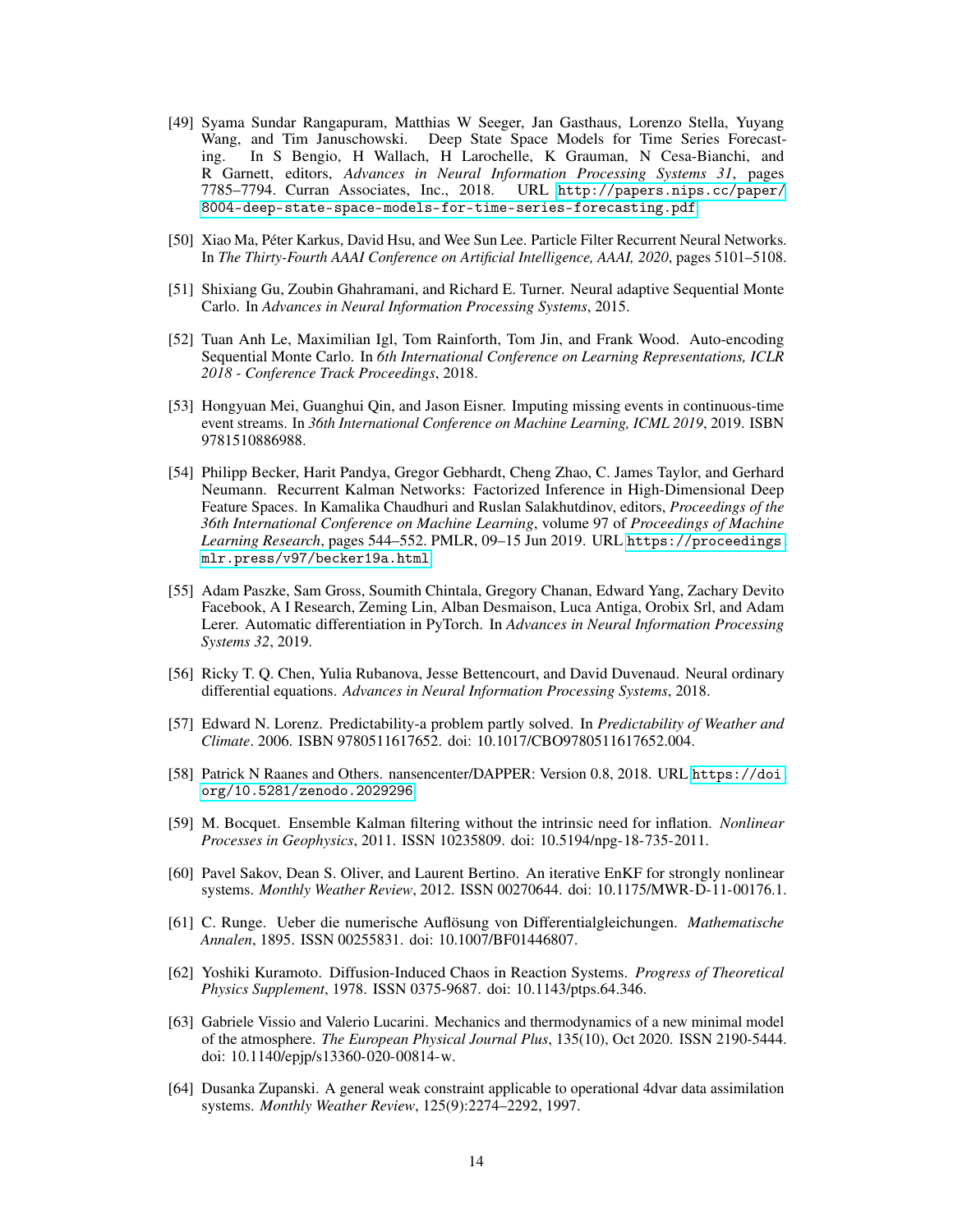[49] Syama Sundar Rangapuram, Matthias W Seeger, Jan Gasthaus, Lorenzo Stella, Yuyang Wang, and Tim Januschowski. Deep State Space Models for Time Series Forecasting. In S Bengio, H Wallach, H Larochelle, K Grauman, N Cesa-Bianchi, and R Garnett, editors, *Advances in Neural Information Processing Systems 31*, pages 7785–7794. Curran Associates, Inc., 2018. URL `http://papers.nips.cc/paper/8004-deep-state-space-models-for-time-series-forecasting.pdf`.

[50] Xiao Ma, Péter Karkus, David Hsu, and Wee Sun Lee. Particle Filter Recurrent Neural Networks. In *The Thirty-Fourth AAAI Conference on Artificial Intelligence, AAAI, 2020*, pages 5101–5108.

[51] Shixiang Gu, Zoubin Ghahramani, and Richard E. Turner. Neural adaptive Sequential Monte Carlo. In *Advances in Neural Information Processing Systems*, 2015.

[52] Tuan Anh Le, Maximilian Igl, Tom Rainforth, Tom Jin, and Frank Wood. Auto-encoding Sequential Monte Carlo. In *6th International Conference on Learning Representations, ICLR 2018 - Conference Track Proceedings*, 2018.

[53] Hongyuan Mei, Guanghui Qin, and Jason Eisner. Imputing missing events in continuous-time event streams. In *36th International Conference on Machine Learning, ICML 2019*, 2019. ISBN 9781510886988.

[54] Philipp Becker, Harit Pandya, Gregor Gebhardt, Cheng Zhao, C. James Taylor, and Gerhard Neumann. Recurrent Kalman Networks: Factorized Inference in High-Dimensional Deep Feature Spaces. In Kamalika Chaudhuri and Ruslan Salakhutdinov, editors, *Proceedings of the 36th International Conference on Machine Learning*, volume 97 of *Proceedings of Machine Learning Research*, pages 544–552. PMLR, 09–15 Jun 2019. URL `https://proceedings.mlr.press/v97/becker19a.html`.

[55] Adam Paszke, Sam Gross, Soumith Chintala, Gregory Chanan, Edward Yang, Zachary Devito Facebook, A I Research, Zeming Lin, Alban Desmaison, Luca Antiga, Orobix Srl, and Adam Lerer. Automatic differentiation in PyTorch. In *Advances in Neural Information Processing Systems 32*, 2019.

[56] Ricky T. Q. Chen, Yulia Rubanova, Jesse Bettencourt, and David Duvenaud. Neural ordinary differential equations. *Advances in Neural Information Processing Systems*, 2018.

[57] Edward N. Lorenz. Predictability-a problem partly solved. In *Predictability of Weather and Climate*. 2006. ISBN 9780511617652. doi: 10.1017/CBO9780511617652.004.

[58] Patrick N Raanes and Others. nansencenter/DAPPER: Version 0.8, 2018. URL `https://doi.org/10.5281/zenodo.2029296`.

[59] M. Bocquet. Ensemble Kalman filtering without the intrinsic need for inflation. *Nonlinear Processes in Geophysics*, 2011. ISSN 10235809. doi: 10.5194/npg-18-735-2011.

[60] Pavel Sakov, Dean S. Oliver, and Laurent Bertino. An iterative EnKF for strongly nonlinear systems. *Monthly Weather Review*, 2012. ISSN 00270644. doi: 10.1175/MWR-D-11-00176.1.

[61] C. Runge. Ueber die numerische Auflösung von Differentialgleichungen. *Mathematische Annalen*, 1895. ISSN 00255831. doi: 10.1007/BF01446807.

[62] Yoshiki Kuramoto. Diffusion-Induced Chaos in Reaction Systems. *Progress of Theoretical Physics Supplement*, 1978. ISSN 0375-9687. doi: 10.1143/ptps.64.346.

[63] Gabriele Vissio and Valerio Lucarini. Mechanics and thermodynamics of a new minimal model of the atmosphere. *The European Physical Journal Plus*, 135(10), Oct 2020. ISSN 2190-5444. doi: 10.1140/epjp/s13360-020-00814-w.

[64] Dusanka Zupanski. A general weak constraint applicable to operational 4dvar data assimilation systems. *Monthly Weather Review*, 125(9):2274–2292, 1997.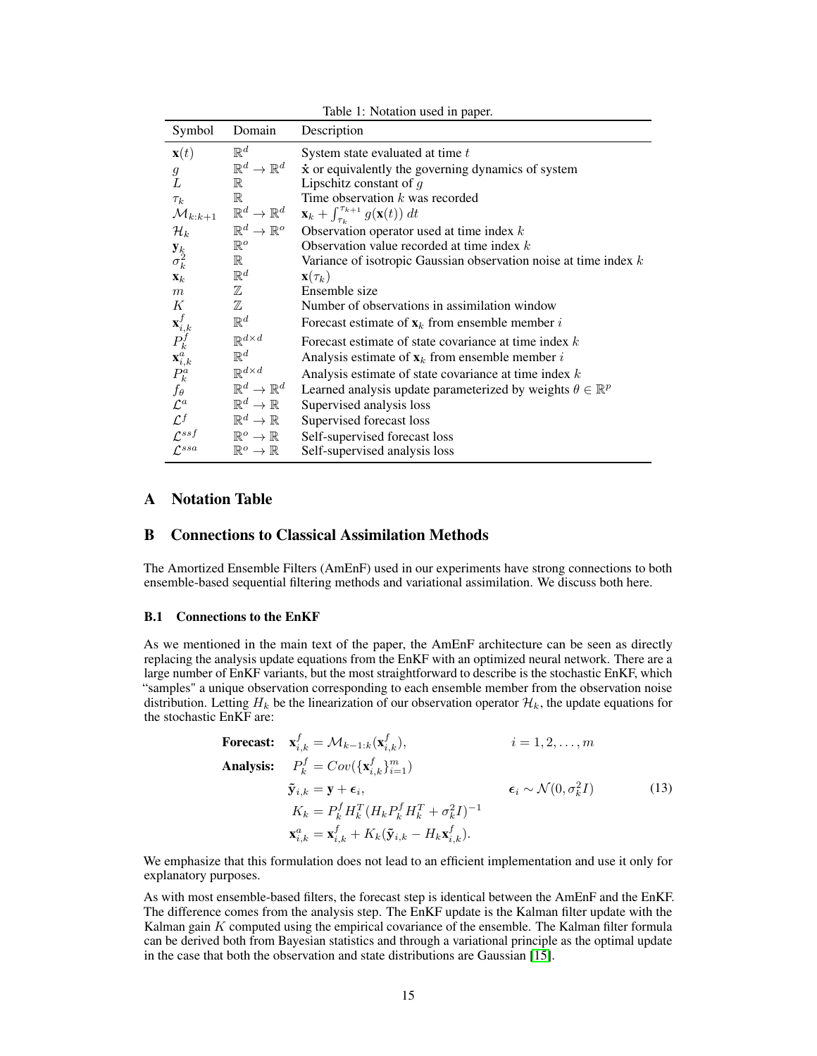Table 1: Notation used in paper.

| Symbol | Domain | Description |
|---|---|---|
| $\mathbf{x}(t)$ | $\mathbb{R}^d$ | System state evaluated at time $t$ |
| $g$ | $\mathbb{R}^d \to \mathbb{R}^d$ | $\dot{\mathbf{x}}$ or equivalently the governing dynamics of system |
| $L$ | $\mathbb{R}$ | Lipschitz constant of $g$ |
| $\tau_k$ | $\mathbb{R}$ | Time observation $k$ was recorded |
| $\mathcal{M}_{k:k+1}$ | $\mathbb{R}^d \to \mathbb{R}^d$ | $\mathbf{x}_k + \int_{\tau_k}^{\tau_{k+1}} g(\mathbf{x}(t))\, dt$ |
| $\mathcal{H}_k$ | $\mathbb{R}^d \to \mathbb{R}^o$ | Observation operator used at time index $k$ |
| $\mathbf{y}_k$ | $\mathbb{R}^o$ | Observation value recorded at time index $k$ |
| $\sigma_k^2$ | $\mathbb{R}$ | Variance of isotropic Gaussian observation noise at time index $k$ |
| $\mathbf{x}_k$ | $\mathbb{R}^d$ | $\mathbf{x}(\tau_k)$ |
| $m$ | $\mathbb{Z}$ | Ensemble size |
| $K$ | $\mathbb{Z}$ | Number of observations in assimilation window |
| $\mathbf{x}_{i,k}^f$ | $\mathbb{R}^d$ | Forecast estimate of $\mathbf{x}_k$ from ensemble member $i$ |
| $P_k^f$ | $\mathbb{R}^{d\times d}$ | Forecast estimate of state covariance at time index $k$ |
| $\mathbf{x}_{i,k}^a$ | $\mathbb{R}^d$ | Analysis estimate of $\mathbf{x}_k$ from ensemble member $i$ |
| $P_k^a$ | $\mathbb{R}^{d\times d}$ | Analysis estimate of state covariance at time index $k$ |
| $f_\theta$ | $\mathbb{R}^d \to \mathbb{R}^d$ | Learned analysis update parameterized by weights $\theta \in \mathbb{R}^p$ |
| $\mathcal{L}^a$ | $\mathbb{R}^d \to \mathbb{R}$ | Supervised analysis loss |
| $\mathcal{L}^f$ | $\mathbb{R}^d \to \mathbb{R}$ | Supervised forecast loss |
| $\mathcal{L}^{ssf}$ | $\mathbb{R}^o \to \mathbb{R}$ | Self-supervised forecast loss |
| $\mathcal{L}^{ssa}$ | $\mathbb{R}^o \to \mathbb{R}$ | Self-supervised analysis loss |

# A Notation Table

# B Connections to Classical Assimilation Methods

The Amortized Ensemble Filters (AmEnF) used in our experiments have strong connections to both ensemble-based sequential filtering methods and variational assimilation. We discuss both here.

## B.1 Connections to the EnKF

As we mentioned in the main text of the paper, the AmEnF architecture can be seen as directly replacing the analysis update equations from the EnKF with an optimized neural network. There are a large number of EnKF variants, but the most straightforward to describe is the stochastic EnKF, which "samples" a unique observation corresponding to each ensemble member from the observation noise distribution. Letting $H_k$ be the linearization of our observation operator $\mathcal{H}_k$, the update equations for the stochastic EnKF are:

$$
\begin{aligned}
\textbf{Forecast:} \quad & \mathbf{x}_{i,k}^f = \mathcal{M}_{k-1:k}(\mathbf{x}_{i,k}^f), && i = 1, 2, \ldots, m \\
\textbf{Analysis:} \quad & P_k^f = Cov(\{\mathbf{x}_{i,k}^f\}_{i=1}^m) \\
& \tilde{\mathbf{y}}_{i,k} = \mathbf{y} + \boldsymbol{\epsilon}_i, && \boldsymbol{\epsilon}_i \sim \mathcal{N}(0, \sigma_k^2 I) \\
& K_k = P_k^f H_k^T (H_k P_k^f H_k^T + \sigma_k^2 I)^{-1} \\
& \mathbf{x}_{i,k}^a = \mathbf{x}_{i,k}^f + K_k(\tilde{\mathbf{y}}_{i,k} - H_k \mathbf{x}_{i,k}^f).
\end{aligned}
\tag{13}
$$

We emphasize that this formulation does not lead to an efficient implementation and use it only for explanatory purposes.

As with most ensemble-based filters, the forecast step is identical between the AmEnF and the EnKF. The difference comes from the analysis step. The EnKF update is the Kalman filter update with the Kalman gain $K$ computed using the empirical covariance of the ensemble. The Kalman filter formula can be derived both from Bayesian statistics and through a variational principle as the optimal update in the case that both the observation and state distributions are Gaussian [15].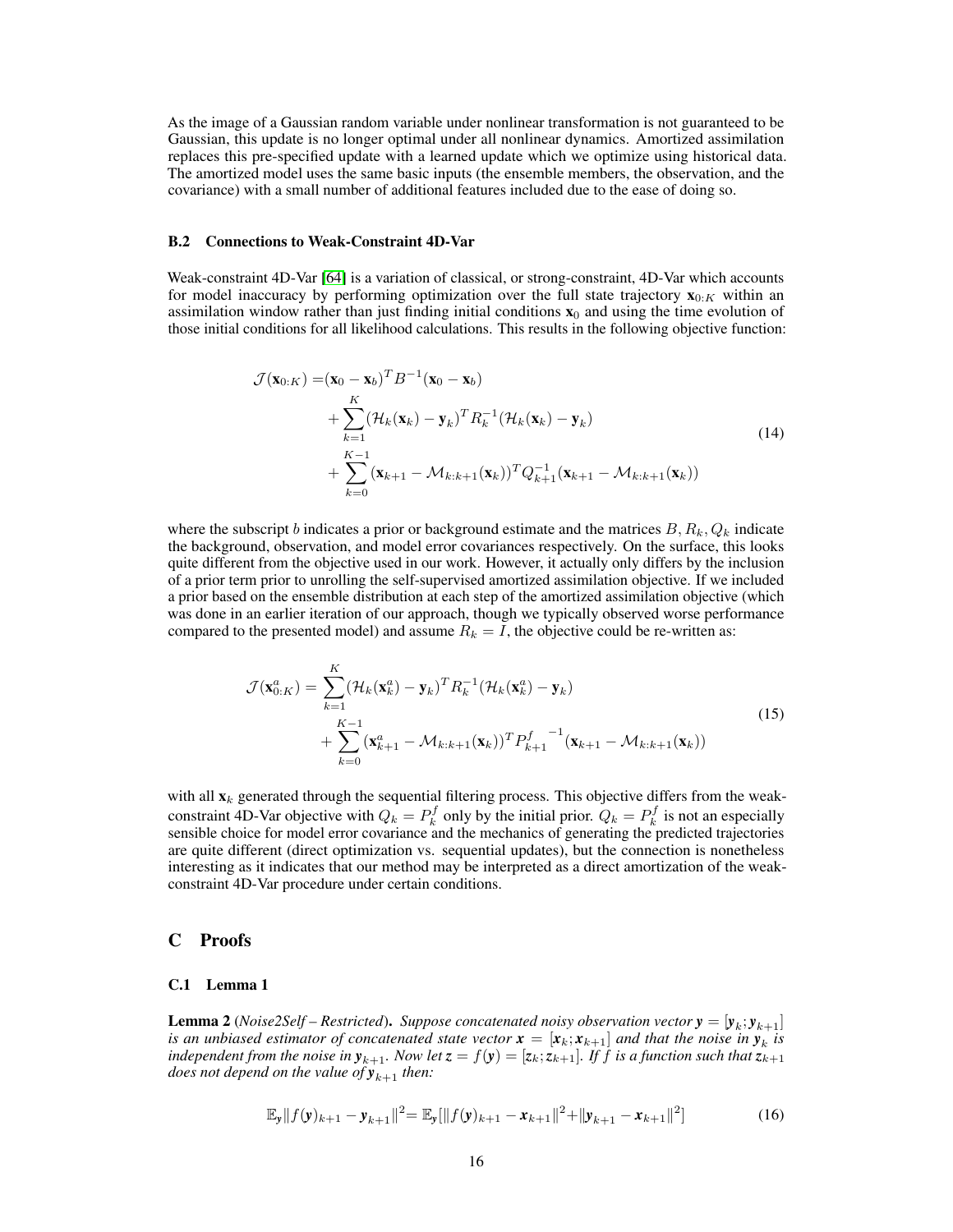As the image of a Gaussian random variable under nonlinear transformation is not guaranteed to be Gaussian, this update is no longer optimal under all nonlinear dynamics. Amortized assimilation replaces this pre-specified update with a learned update which we optimize using historical data. The amortized model uses the same basic inputs (the ensemble members, the observation, and the covariance) with a small number of additional features included due to the ease of doing so.

### B.2 Connections to Weak-Constraint 4D-Var

Weak-constraint 4D-Var [64] is a variation of classical, or strong-constraint, 4D-Var which accounts for model inaccuracy by performing optimization over the full state trajectory $\mathbf{x}_{0:K}$ within an assimilation window rather than just finding initial conditions $\mathbf{x}_0$ and using the time evolution of those initial conditions for all likelihood calculations. This results in the following objective function:

$$
\begin{aligned}
\mathcal{J}(\mathbf{x}_{0:K}) =&(\mathbf{x}_0 - \mathbf{x}_b)^T B^{-1}(\mathbf{x}_0 - \mathbf{x}_b) \\
&+ \sum_{k=1}^{K} (\mathcal{H}_k(\mathbf{x}_k) - \mathbf{y}_k)^T R_k^{-1} (\mathcal{H}_k(\mathbf{x}_k) - \mathbf{y}_k) \\
&+ \sum_{k=0}^{K-1} (\mathbf{x}_{k+1} - \mathcal{M}_{k:k+1}(\mathbf{x}_k))^T Q_{k+1}^{-1} (\mathbf{x}_{k+1} - \mathcal{M}_{k:k+1}(\mathbf{x}_k))
\end{aligned}
\tag{14}
$$

where the subscript $b$ indicates a prior or background estimate and the matrices $B, R_k, Q_k$ indicate the background, observation, and model error covariances respectively. On the surface, this looks quite different from the objective used in our work. However, it actually only differs by the inclusion of a prior term prior to unrolling the self-supervised amortized assimilation objective. If we included a prior based on the ensemble distribution at each step of the amortized assimilation objective (which was done in an earlier iteration of our approach, though we typically observed worse performance compared to the presented model) and assume $R_k = I$, the objective could be re-written as:

$$
\begin{aligned}
\mathcal{J}(\mathbf{x}^a_{0:K}) = &\sum_{k=1}^{K} (\mathcal{H}_k(\mathbf{x}^a_k) - \mathbf{y}_k)^T R_k^{-1} (\mathcal{H}_k(\mathbf{x}^a_k) - \mathbf{y}_k) \\
&+ \sum_{k=0}^{K-1} (\mathbf{x}^a_{k+1} - \mathcal{M}_{k:k+1}(\mathbf{x}_k))^T {P^f_{k+1}}^{-1} (\mathbf{x}_{k+1} - \mathcal{M}_{k:k+1}(\mathbf{x}_k))
\end{aligned}
\tag{15}
$$

with all $\mathbf{x}_k$ generated through the sequential filtering process. This objective differs from the weak-constraint 4D-Var objective with $Q_k = P^f_k$ only by the initial prior. $Q_k = P^f_k$ is not an especially sensible choice for model error covariance and the mechanics of generating the predicted trajectories are quite different (direct optimization vs. sequential updates), but the connection is nonetheless interesting as it indicates that our method may be interpreted as a direct amortization of the weak-constraint 4D-Var procedure under certain conditions.

## C Proofs

### C.1 Lemma 1

**Lemma 2** (*Noise2Self – Restricted*). *Suppose concatenated noisy observation vector $\boldsymbol{y} = [\boldsymbol{y}_k; \boldsymbol{y}_{k+1}]$ is an unbiased estimator of concatenated state vector $\boldsymbol{x} = [\boldsymbol{x}_k; \boldsymbol{x}_{k+1}]$ and that the noise in $\boldsymbol{y}_k$ is independent from the noise in $\boldsymbol{y}_{k+1}$. Now let $\boldsymbol{z} = f(\boldsymbol{y}) = [\boldsymbol{z}_k; \boldsymbol{z}_{k+1}]$. If $f$ is a function such that $\boldsymbol{z}_{k+1}$ does not depend on the value of $\boldsymbol{y}_{k+1}$ then:*

$$
\mathbb{E}_{\boldsymbol{y}} \| f(\boldsymbol{y})_{k+1} - \boldsymbol{y}_{k+1} \|^2 = \mathbb{E}_{\boldsymbol{y}} [\| f(\boldsymbol{y})_{k+1} - \boldsymbol{x}_{k+1} \|^2 + \| \boldsymbol{y}_{k+1} - \boldsymbol{x}_{k+1} \|^2]
\tag{16}
$$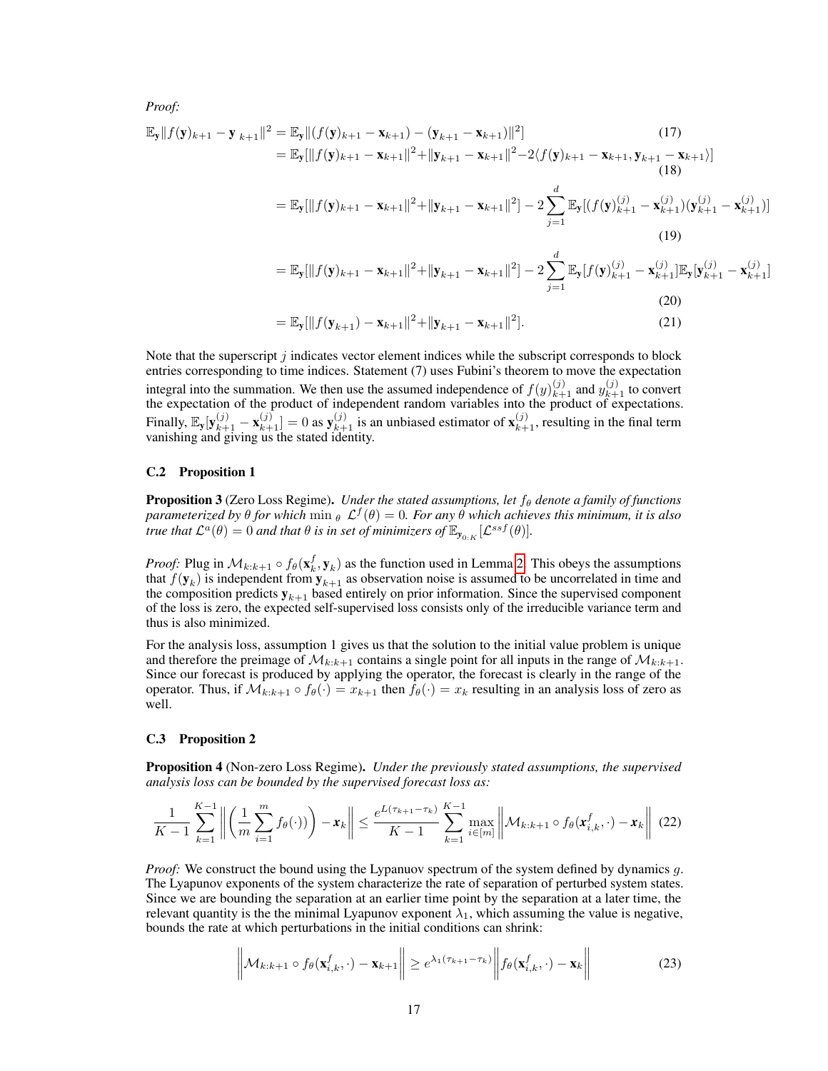*Proof:*

$$
\begin{aligned}
\mathbb{E}_{\mathbf{y}}\|f(\mathbf{y})_{k+1} - \mathbf{y}_{\ k+1}\|^2 &= \mathbb{E}_{\mathbf{y}}\|(f(\mathbf{y})_{k+1} - \mathbf{x}_{k+1}) - (\mathbf{y}_{k+1} - \mathbf{x}_{k+1})\|^2] && (17)\\
&= \mathbb{E}_{\mathbf{y}}[\|f(\mathbf{y})_{k+1} - \mathbf{x}_{k+1}\|^2 + \|\mathbf{y}_{k+1} - \mathbf{x}_{k+1}\|^2 - 2\langle f(\mathbf{y})_{k+1} - \mathbf{x}_{k+1}, \mathbf{y}_{k+1} - \mathbf{x}_{k+1}\rangle] && (18)\\
&= \mathbb{E}_{\mathbf{y}}[\|f(\mathbf{y})_{k+1} - \mathbf{x}_{k+1}\|^2 + \|\mathbf{y}_{k+1} - \mathbf{x}_{k+1}\|^2] - 2\sum_{j=1}^{d} \mathbb{E}_{\mathbf{y}}[(f(\mathbf{y})_{k+1}^{(j)} - \mathbf{x}_{k+1}^{(j)})(\mathbf{y}_{k+1}^{(j)} - \mathbf{x}_{k+1}^{(j)})] && (19)\\
&= \mathbb{E}_{\mathbf{y}}[\|f(\mathbf{y})_{k+1} - \mathbf{x}_{k+1}\|^2 + \|\mathbf{y}_{k+1} - \mathbf{x}_{k+1}\|^2] - 2\sum_{j=1}^{d} \mathbb{E}_{\mathbf{y}}[f(\mathbf{y})_{k+1}^{(j)} - \mathbf{x}_{k+1}^{(j)}]\mathbb{E}_{\mathbf{y}}[\mathbf{y}_{k+1}^{(j)} - \mathbf{x}_{k+1}^{(j)}] && (20)\\
&= \mathbb{E}_{\mathbf{y}}[\|f(\mathbf{y}_{k+1}) - \mathbf{x}_{k+1}\|^2 + \|\mathbf{y}_{k+1} - \mathbf{x}_{k+1}\|^2]. && (21)
\end{aligned}
$$

Note that the superscript $j$ indicates vector element indices while the subscript corresponds to block entries corresponding to time indices. Statement (7) uses Fubini's theorem to move the expectation integral into the summation. We then use the assumed independence of $f(y)_{k+1}^{(j)}$ and $y_{k+1}^{(j)}$ to convert the expectation of the product of independent random variables into the product of expectations. Finally, $\mathbb{E}_{\mathbf{y}}[\mathbf{y}_{k+1}^{(j)} - \mathbf{x}_{k+1}^{(j)}] = 0$ as $\mathbf{y}_{k+1}^{(j)}$ is an unbiased estimator of $\mathbf{x}_{k+1}^{(j)}$, resulting in the final term vanishing and giving us the stated identity.

### C.2 Proposition 1

**Proposition 3** (Zero Loss Regime). *Under the stated assumptions, let $f_\theta$ denote a family of functions parameterized by $\theta$ for which $\min_\theta \ \mathcal{L}^f(\theta) = 0$. For any $\theta$ which achieves this minimum, it is also true that $\mathcal{L}^a(\theta) = 0$ and that $\theta$ is in set of minimizers of $\mathbb{E}_{\mathbf{y}_{0:K}}[\mathcal{L}^{ssf}(\theta)]$.*

*Proof:* Plug in $\mathcal{M}_{k:k+1} \circ f_\theta(\mathbf{x}_k^f, \mathbf{y}_k)$ as the function used in Lemma 2. This obeys the assumptions that $f(\mathbf{y}_k)$ is independent from $\mathbf{y}_{k+1}$ as observation noise is assumed to be uncorrelated in time and the composition predicts $\mathbf{y}_{k+1}$ based entirely on prior information. Since the supervised component of the loss is zero, the expected self-supervised loss consists only of the irreducible variance term and thus is also minimized.

For the analysis loss, assumption 1 gives us that the solution to the initial value problem is unique and therefore the preimage of $\mathcal{M}_{k:k+1}$ contains a single point for all inputs in the range of $\mathcal{M}_{k:k+1}$. Since our forecast is produced by applying the operator, the forecast is clearly in the range of the operator. Thus, if $\mathcal{M}_{k:k+1} \circ f_\theta(\cdot) = x_{k+1}$ then $f_\theta(\cdot) = x_k$ resulting in an analysis loss of zero as well.

### C.3 Proposition 2

**Proposition 4** (Non-zero Loss Regime). *Under the previously stated assumptions, the supervised analysis loss can be bounded by the supervised forecast loss as:*

$$
\frac{1}{K-1}\sum_{k=1}^{K-1}\left\|\left(\frac{1}{m}\sum_{i=1}^{m} f_\theta(\cdot)\right) - \boldsymbol{x}_k\right\| \leq \frac{e^{L(\tau_{k+1}-\tau_k)}}{K-1}\sum_{k=1}^{K-1}\max_{i\in[m]}\left\|\mathcal{M}_{k:k+1}\circ f_\theta(\mathbf{x}_{i,k}^f,\cdot) - \boldsymbol{x}_k\right\| \quad (22)
$$

*Proof:* We construct the bound using the Lypanuov spectrum of the system defined by dynamics $g$. The Lyapunov exponents of the system characterize the rate of separation of perturbed system states. Since we are bounding the separation at an earlier time point by the separation at a later time, the relevant quantity is the the minimal Lyapunov exponent $\lambda_1$, which assuming the value is negative, bounds the rate at which perturbations in the initial conditions can shrink:

$$
\left\|\mathcal{M}_{k:k+1}\circ f_\theta(\mathbf{x}_{i,k}^f,\cdot) - \mathbf{x}_{k+1}\right\| \geq e^{\lambda_1(\tau_{k+1}-\tau_k)}\left\|f_\theta(\mathbf{x}_{i,k}^f,\cdot) - \mathbf{x}_k\right\| \quad (23)
$$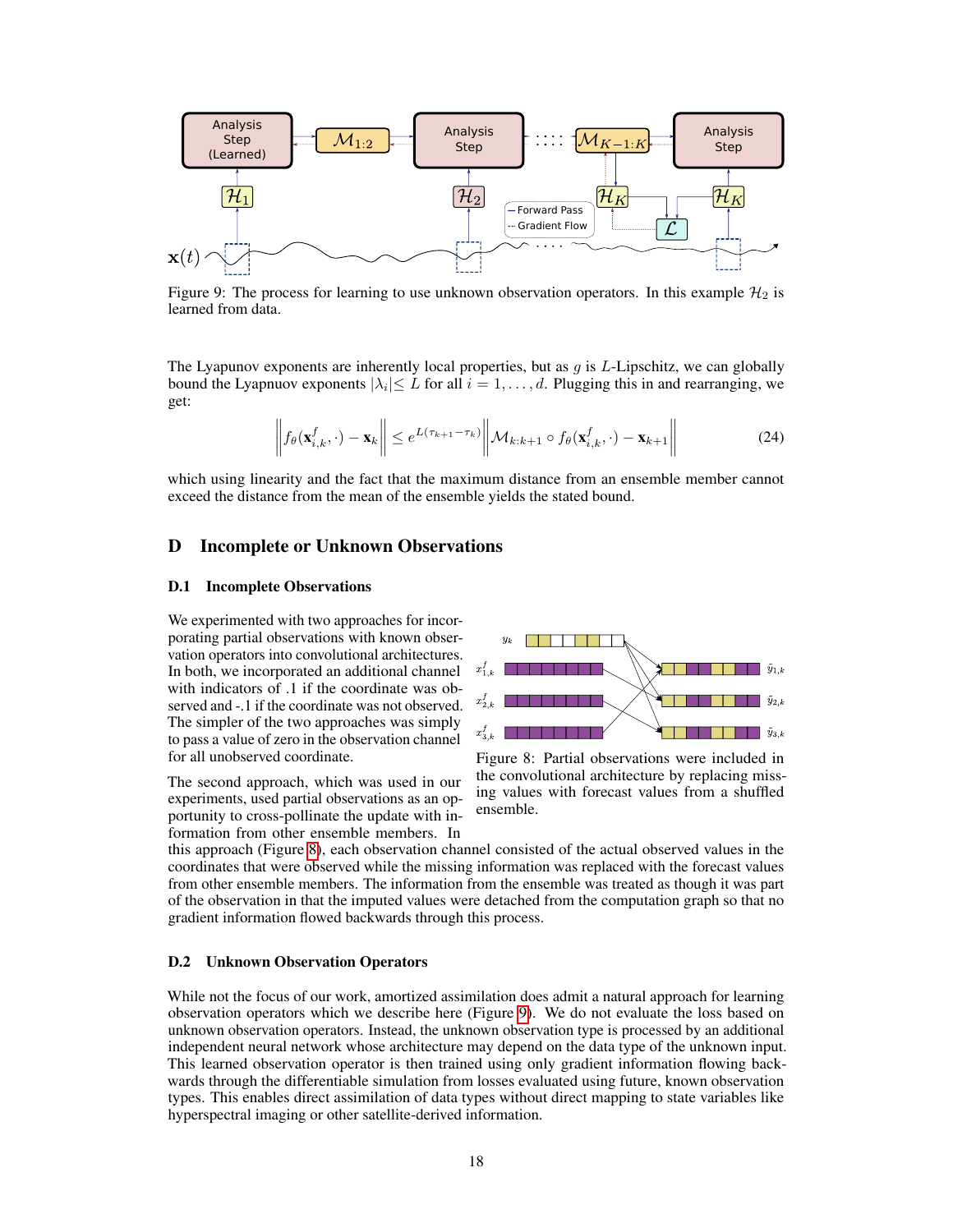Figure 9: The process for learning to use unknown observation operators. In this example $\mathcal{H}_2$ is learned from data.

The Lyapunov exponents are inherently local properties, but as $g$ is $L$-Lipschitz, we can globally bound the Lyapnuov exponents $|\lambda_i| \leq L$ for all $i = 1, \ldots, d$. Plugging this in and rearranging, we get:

$$\left\| f_\theta(\mathbf{x}^f_{i,k}, \cdot) - \mathbf{x}_k \right\| \leq e^{L(\tau_{k+1} - \tau_k)} \left\| \mathcal{M}_{k:k+1} \circ f_\theta(\mathbf{x}^f_{i,k}, \cdot) - \mathbf{x}_{k+1} \right\| \tag{24}$$

which using linearity and the fact that the maximum distance from an ensemble member cannot exceed the distance from the mean of the ensemble yields the stated bound.

# D Incomplete or Unknown Observations

## D.1 Incomplete Observations

We experimented with two approaches for incorporating partial observations with known observation operators into convolutional architectures. In both, we incorporated an additional channel with indicators of .1 if the coordinate was observed and -.1 if the coordinate was not observed. The simpler of the two approaches was simply to pass a value of zero in the observation channel for all unobserved coordinate.

Figure 8: Partial observations were included in the convolutional architecture by replacing missing values with forecast values from a shuffled ensemble.

The second approach, which was used in our experiments, used partial observations as an opportunity to cross-pollinate the update with information from other ensemble members. In this approach (Figure 8), each observation channel consisted of the actual observed values in the coordinates that were observed while the missing information was replaced with the forecast values from other ensemble members. The information from the ensemble was treated as though it was part of the observation in that the imputed values were detached from the computation graph so that no gradient information flowed backwards through this process.

## D.2 Unknown Observation Operators

While not the focus of our work, amortized assimilation does admit a natural approach for learning observation operators which we describe here (Figure 9). We do not evaluate the loss based on unknown observation operators. Instead, the unknown observation type is processed by an additional independent neural network whose architecture may depend on the data type of the unknown input. This learned observation operator is then trained using only gradient information flowing backwards through the differentiable simulation from losses evaluated using future, known observation types. This enables direct assimilation of data types without direct mapping to state variables like hyperspectral imaging or other satellite-derived information.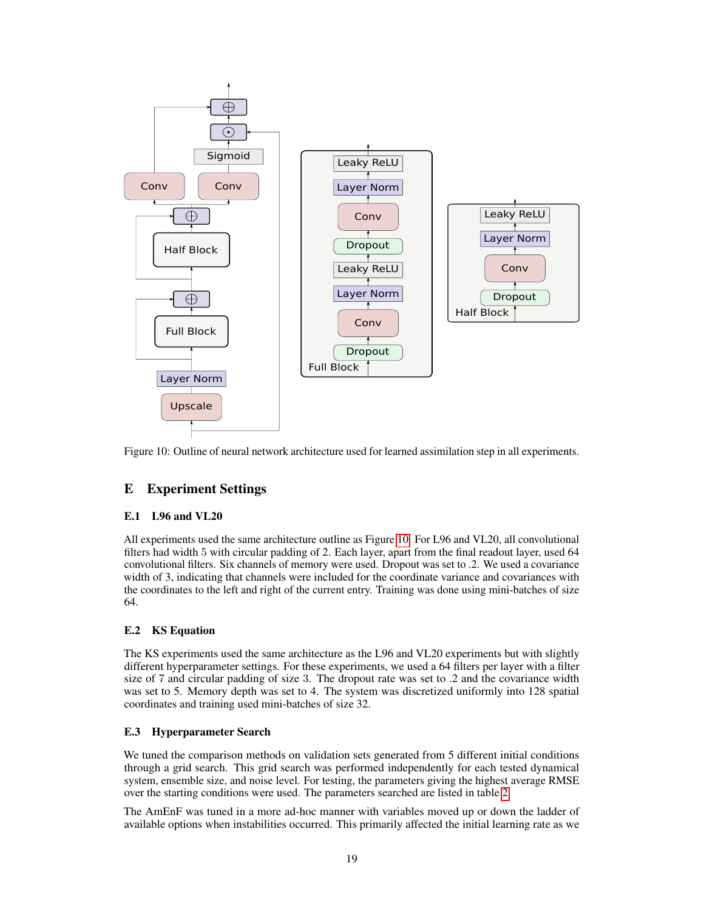Figure 10: Outline of neural network architecture used for learned assimilation step in all experiments.

# E Experiment Settings

## E.1 L96 and VL20

All experiments used the same architecture outline as Figure 10. For L96 and VL20, all convolutional filters had width 5 with circular padding of 2. Each layer, apart from the final readout layer, used 64 convolutional filters. Six channels of memory were used. Dropout was set to .2. We used a covariance width of 3, indicating that channels were included for the coordinate variance and covariances with the coordinates to the left and right of the current entry. Training was done using mini-batches of size 64.

## E.2 KS Equation

The KS experiments used the same architecture as the L96 and VL20 experiments but with slightly different hyperparameter settings. For these experiments, we used a 64 filters per layer with a filter size of 7 and circular padding of size 3. The dropout rate was set to .2 and the covariance width was set to 5. Memory depth was set to 4. The system was discretized uniformly into 128 spatial coordinates and training used mini-batches of size 32.

## E.3 Hyperparameter Search

We tuned the comparison methods on validation sets generated from 5 different initial conditions through a grid search. This grid search was performed independently for each tested dynamical system, ensemble size, and noise level. For testing, the parameters giving the highest average RMSE over the starting conditions were used. The parameters searched are listed in table 2.

The AmEnF was tuned in a more ad-hoc manner with variables moved up or down the ladder of available options when instabilities occurred. This primarily affected the initial learning rate as we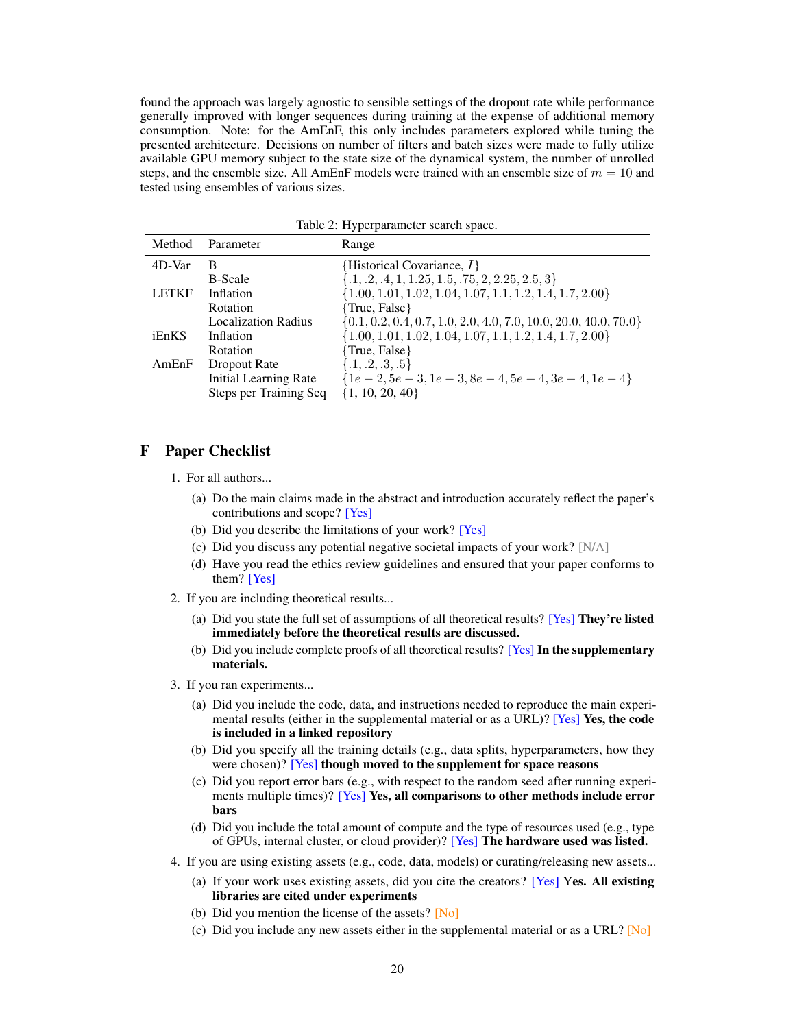found the approach was largely agnostic to sensible settings of the dropout rate while performance generally improved with longer sequences during training at the expense of additional memory consumption. Note: for the AmEnF, this only includes parameters explored while tuning the presented architecture. Decisions on number of filters and batch sizes were made to fully utilize available GPU memory subject to the state size of the dynamical system, the number of unrolled steps, and the ensemble size. All AmEnF models were trained with an ensemble size of $m = 10$ and tested using ensembles of various sizes.

Table 2: Hyperparameter search space.

| Method | Parameter | Range |
|---|---|---|
| 4D-Var | B | {Historical Covariance, $I$} |
| | B-Scale | $\{.1, .2, .4, 1, 1.25, 1.5, .75, 2, 2.25, 2.5, 3\}$ |
| LETKF | Inflation | $\{1.00, 1.01, 1.02, 1.04, 1.07, 1.1, 1.2, 1.4, 1.7, 2.00\}$ |
| | Rotation | {True, False} |
| | Localization Radius | $\{0.1, 0.2, 0.4, 0.7, 1.0, 2.0, 4.0, 7.0, 10.0, 20.0, 40.0, 70.0\}$ |
| iEnKS | Inflation | $\{1.00, 1.01, 1.02, 1.04, 1.07, 1.1, 1.2, 1.4, 1.7, 2.00\}$ |
| | Rotation | {True, False} |
| AmEnF | Dropout Rate | $\{.1, .2, .3, .5\}$ |
| | Initial Learning Rate | $\{1e-2, 5e-3, 1e-3, 8e-4, 5e-4, 3e-4, 1e-4\}$ |
| | Steps per Training Seq | {1, 10, 20, 40} |

# F Paper Checklist

1. For all authors...
   (a) Do the main claims made in the abstract and introduction accurately reflect the paper's contributions and scope? [Yes]
   (b) Did you describe the limitations of your work? [Yes]
   (c) Did you discuss any potential negative societal impacts of your work? [N/A]
   (d) Have you read the ethics review guidelines and ensured that your paper conforms to them? [Yes]
2. If you are including theoretical results...
   (a) Did you state the full set of assumptions of all theoretical results? [Yes] **They're listed immediately before the theoretical results are discussed.**
   (b) Did you include complete proofs of all theoretical results? [Yes] **In the supplementary materials.**
3. If you ran experiments...
   (a) Did you include the code, data, and instructions needed to reproduce the main experimental results (either in the supplemental material or as a URL)? [Yes] **Yes, the code is included in a linked repository**
   (b) Did you specify all the training details (e.g., data splits, hyperparameters, how they were chosen)? [Yes] **though moved to the supplement for space reasons**
   (c) Did you report error bars (e.g., with respect to the random seed after running experiments multiple times)? [Yes] **Yes, all comparisons to other methods include error bars**
   (d) Did you include the total amount of compute and the type of resources used (e.g., type of GPUs, internal cluster, or cloud provider)? [Yes] **The hardware used was listed.**
4. If you are using existing assets (e.g., code, data, models) or curating/releasing new assets...
   (a) If your work uses existing assets, did you cite the creators? [Yes] **Yes. All existing libraries are cited under experiments**
   (b) Did you mention the license of the assets? [No]
   (c) Did you include any new assets either in the supplemental material or as a URL? [No]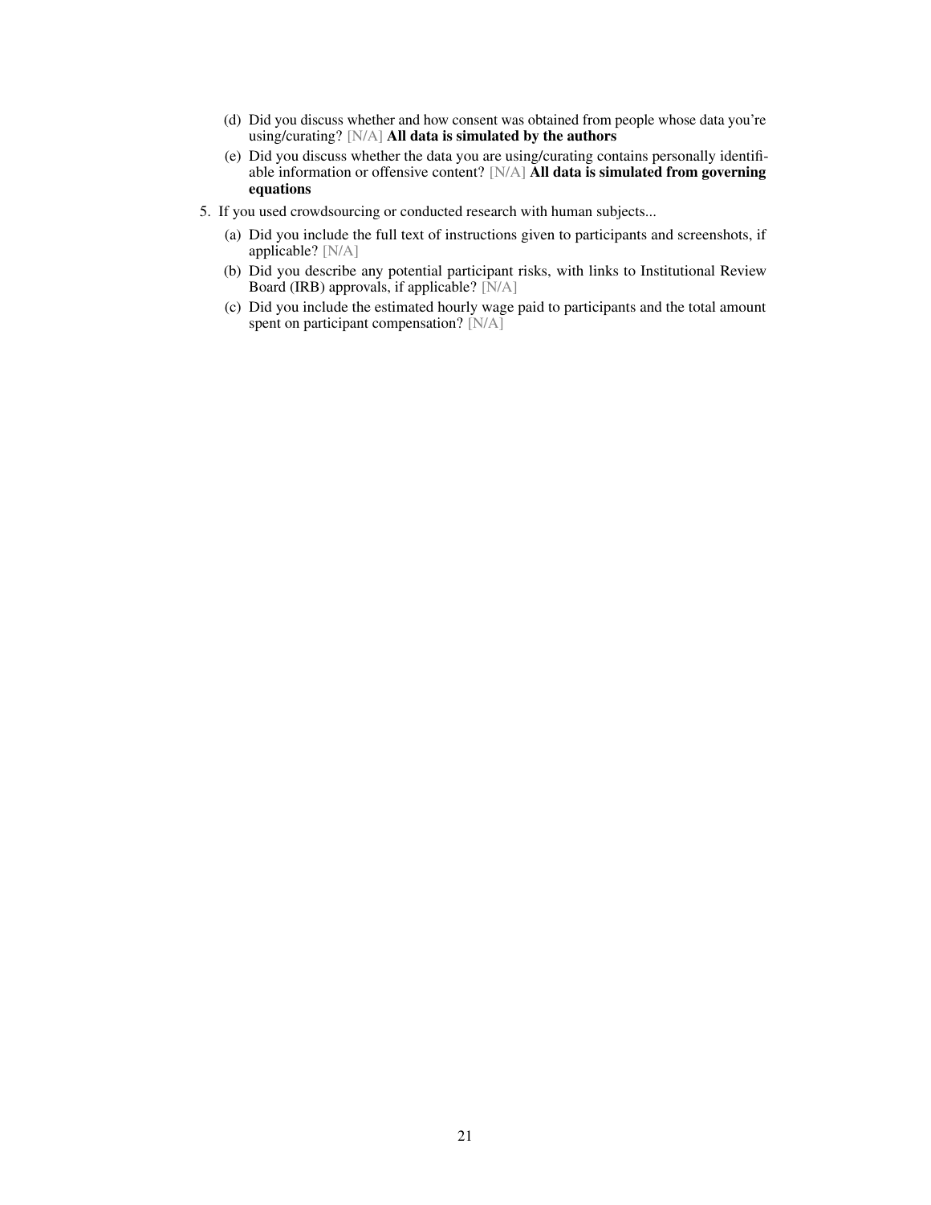(d) Did you discuss whether and how consent was obtained from people whose data you're using/curating? [N/A] **All data is simulated by the authors**

(e) Did you discuss whether the data you are using/curating contains personally identifiable information or offensive content? [N/A] **All data is simulated from governing equations**

5. If you used crowdsourcing or conducted research with human subjects...

   (a) Did you include the full text of instructions given to participants and screenshots, if applicable? [N/A]

   (b) Did you describe any potential participant risks, with links to Institutional Review Board (IRB) approvals, if applicable? [N/A]

   (c) Did you include the estimated hourly wage paid to participants and the total amount spent on participant compensation? [N/A]